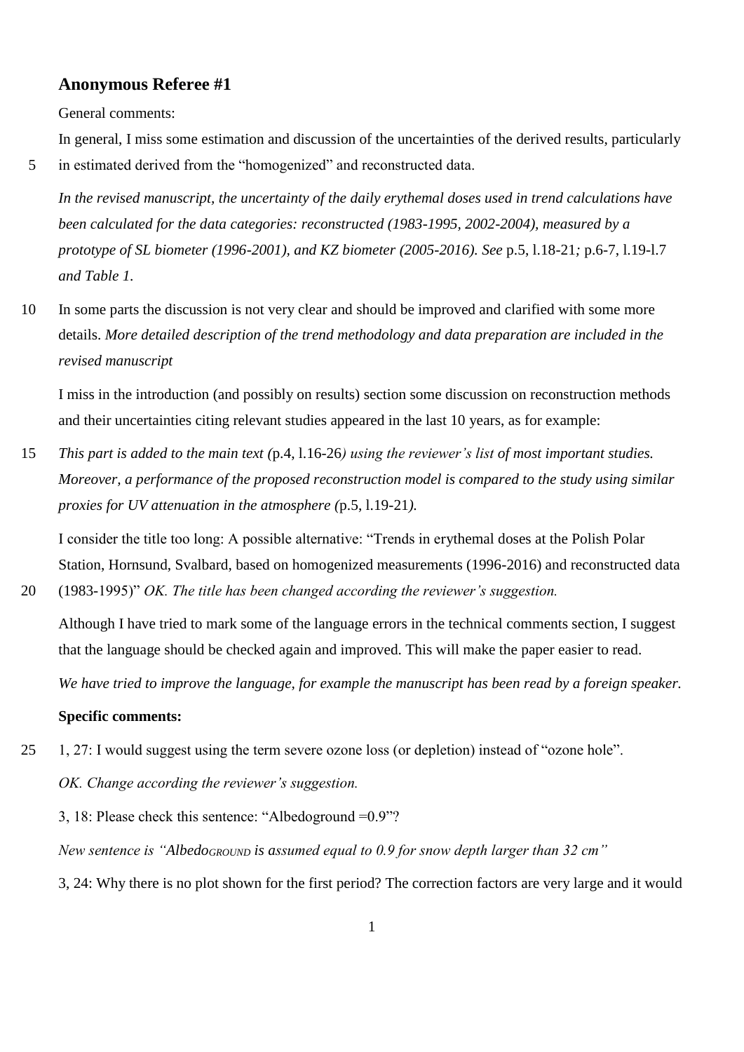### Anonymous Referee #1

General comments:

In general, I miss some estimation and discussion of the uncertainties of the derived results, particularly in estimated derived from the "homogenized" and reconstructed data.

*In the revised manuscript, the uncertainty of the daily erythemal doses used in trend calculations have been calculated for the data categories: reconstructed (1983-1995, 2002-2004), measured by a prototype of SL biometer (1996-2001), and KZ biometer (2005-2016). See* p.5, l.18-21*;* p.6-7, l.19-l.7 *and Table 1.*

In some parts the discussion is not very clear and should be improved and clarified with some more details. *More detailed description of the trend methodology and data preparation are included in the revised manuscript*

I miss in the introduction (and possibly on results) section some discussion on reconstruction methods and their uncertainties citing relevant studies appeared in the last 10 years, as for example:

*This part is added to the main text (*p.4, l.16-26*) using the reviewer's list of most important studies. Moreover, a performance of the proposed reconstruction model is compared to the study using similar proxies for UV attenuation in the atmosphere (*p.5, l.19-21*).*

I consider the title too long: A possible alternative: "Trends in erythemal doses at the Polish Polar Station, Hornsund, Svalbard, based on homogenized measurements (1996-2016) and reconstructed data (1983-1995)" *OK. The title has been changed according the reviewer's suggestion.*

Although I have tried to mark some of the language errors in the technical comments section, I suggest that the language should be checked again and improved. This will make the paper easier to read.

*We have tried to improve the language, for example the manuscript has been read by a foreign speaker.*

**Specific comments:**

1, 27: I would suggest using the term severe ozone loss (or depletion) instead of "ozone hole".

*OK. Change according the reviewer's suggestion.*

3, 18: Please check this sentence: "Albedoground =0.9"?

*New sentence is "$Albedo_{GROUND}$ is assumed equal to 0.9 for snow depth larger than 32 cm"*

3, 24: Why there is no plot shown for the first period? The correction factors are very large and it would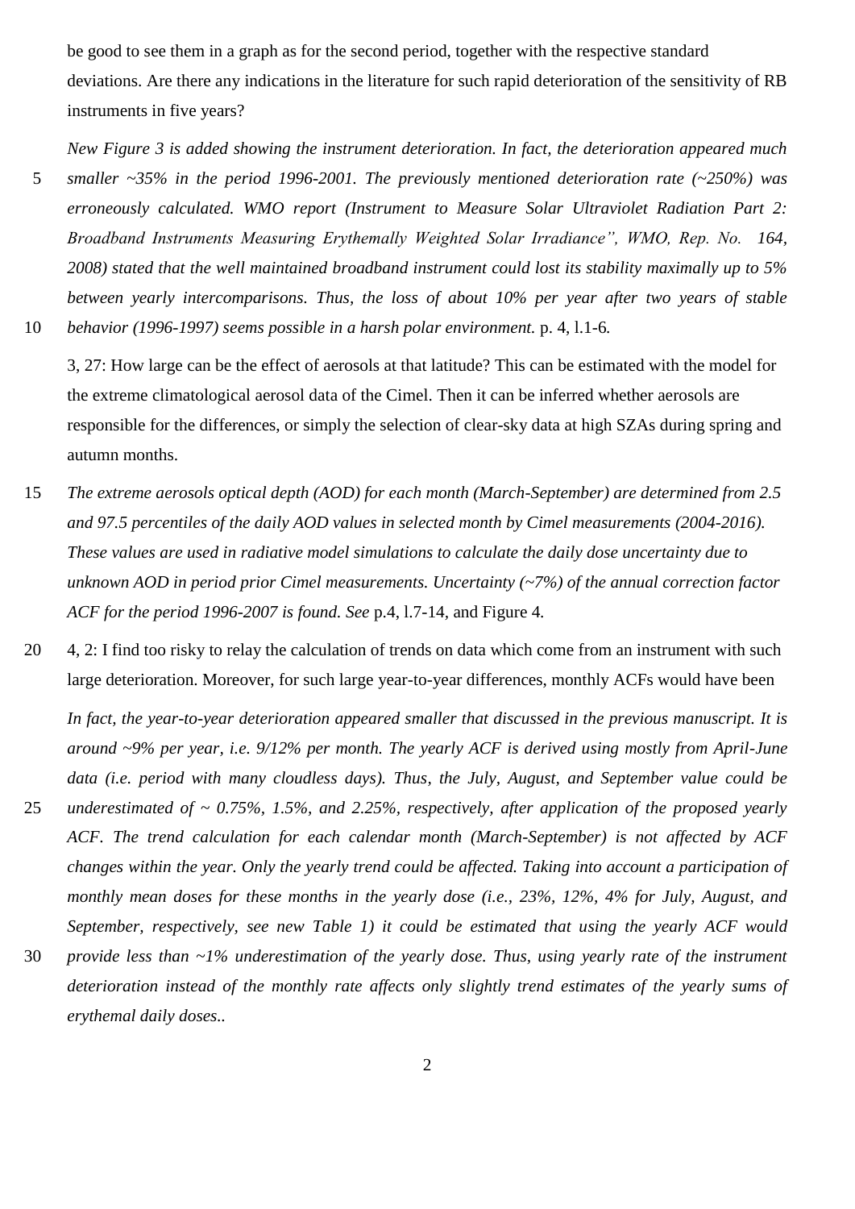be good to see them in a graph as for the second period, together with the respective standard deviations. Are there any indications in the literature for such rapid deterioration of the sensitivity of RB instruments in five years?

*New Figure 3 is added showing the instrument deterioration. In fact, the deterioration appeared much smaller ~35% in the period 1996-2001. The previously mentioned deterioration rate (~250%) was erroneously calculated. WMO report (Instrument to Measure Solar Ultraviolet Radiation Part 2: Broadband Instruments Measuring Erythemally Weighted Solar Irradiance", WMO, Rep. No. 164, 2008) stated that the well maintained broadband instrument could lost its stability maximally up to 5% between yearly intercomparisons. Thus, the loss of about 10% per year after two years of stable behavior (1996-1997) seems possible in a harsh polar environment.* p. 4, l.1-6.

3, 27: How large can be the effect of aerosols at that latitude? This can be estimated with the model for the extreme climatological aerosol data of the Cimel. Then it can be inferred whether aerosols are responsible for the differences, or simply the selection of clear-sky data at high SZAs during spring and autumn months.

*The extreme aerosols optical depth (AOD) for each month (March-September) are determined from 2.5 and 97.5 percentiles of the daily AOD values in selected month by Cimel measurements (2004-2016). These values are used in radiative model simulations to calculate the daily dose uncertainty due to unknown AOD in period prior Cimel measurements. Uncertainty (~7%) of the annual correction factor ACF for the period 1996-2007 is found. See* p.4, l.7-14, and Figure 4.

4, 2: I find too risky to relay the calculation of trends on data which come from an instrument with such large deterioration. Moreover, for such large year-to-year differences, monthly ACFs would have been

*In fact, the year-to-year deterioration appeared smaller that discussed in the previous manuscript. It is around ~9% per year, i.e. 9/12% per month. The yearly ACF is derived using mostly from April-June data (i.e. period with many cloudless days). Thus, the July, August, and September value could be underestimated of ~ 0.75%, 1.5%, and 2.25%, respectively, after application of the proposed yearly ACF. The trend calculation for each calendar month (March-September) is not affected by ACF changes within the year. Only the yearly trend could be affected. Taking into account a participation of monthly mean doses for these months in the yearly dose (i.e., 23%, 12%, 4% for July, August, and September, respectively, see new Table 1) it could be estimated that using the yearly ACF would provide less than ~1% underestimation of the yearly dose. Thus, using yearly rate of the instrument deterioration instead of the monthly rate affects only slightly trend estimates of the yearly sums of erythemal daily doses..*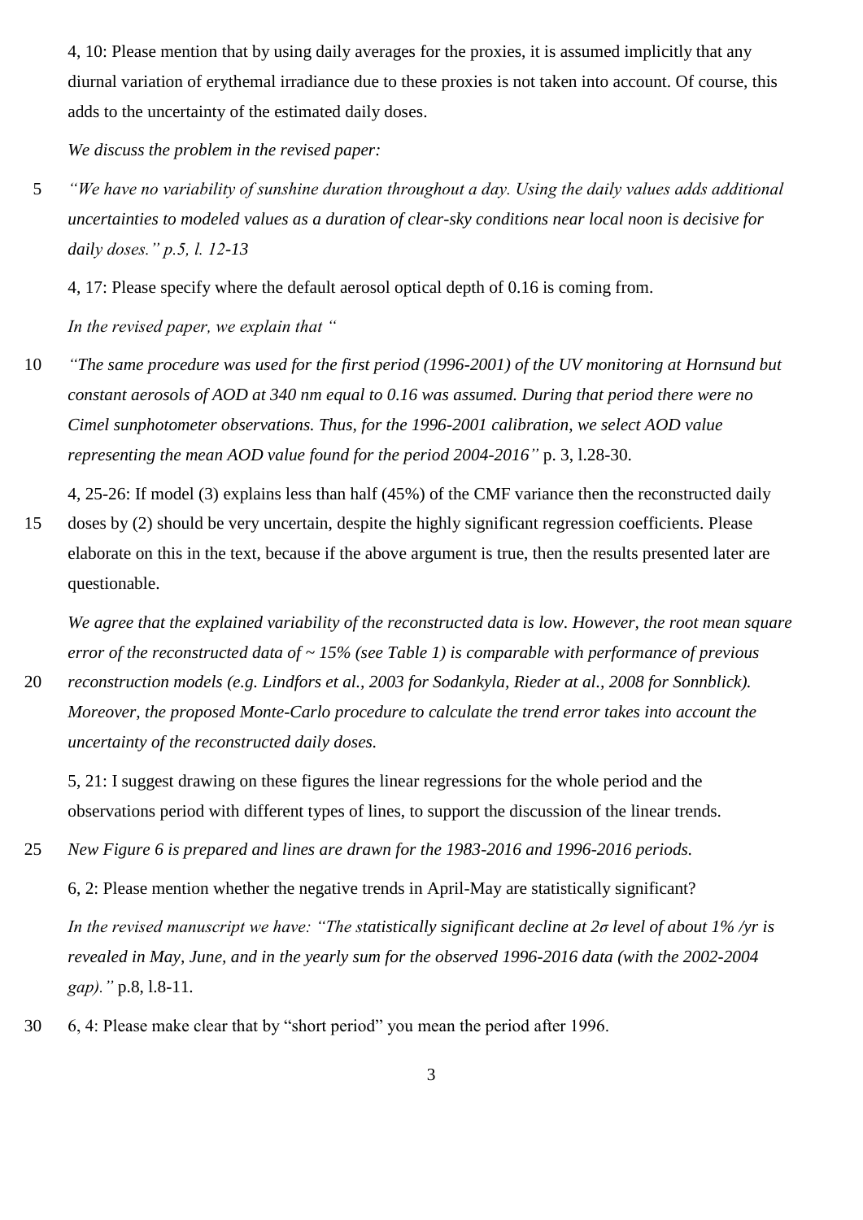4, 10: Please mention that by using daily averages for the proxies, it is assumed implicitly that any diurnal variation of erythemal irradiance due to these proxies is not taken into account. Of course, this adds to the uncertainty of the estimated daily doses.

*We discuss the problem in the revised paper:*

*"We have no variability of sunshine duration throughout a day. Using the daily values adds additional uncertainties to modeled values as a duration of clear-sky conditions near local noon is decisive for daily doses." p.5, l. 12-13*

4, 17: Please specify where the default aerosol optical depth of 0.16 is coming from.

*In the revised paper, we explain that "*

*"The same procedure was used for the first period (1996-2001) of the UV monitoring at Hornsund but constant aerosols of AOD at 340 nm equal to 0.16 was assumed. During that period there were no Cimel sunphotometer observations. Thus, for the 1996-2001 calibration, we select AOD value representing the mean AOD value found for the period 2004-2016"* p. 3, l.28-30.

4, 25-26: If model (3) explains less than half (45%) of the CMF variance then the reconstructed daily doses by (2) should be very uncertain, despite the highly significant regression coefficients. Please elaborate on this in the text, because if the above argument is true, then the results presented later are questionable.

*We agree that the explained variability of the reconstructed data is low. However, the root mean square error of the reconstructed data of ~ 15% (see Table 1) is comparable with performance of previous reconstruction models (e.g. Lindfors et al., 2003 for Sodankyla, Rieder at al., 2008 for Sonnblick). Moreover, the proposed Monte-Carlo procedure to calculate the trend error takes into account the uncertainty of the reconstructed daily doses.*

5, 21: I suggest drawing on these figures the linear regressions for the whole period and the observations period with different types of lines, to support the discussion of the linear trends.

*New Figure 6 is prepared and lines are drawn for the 1983-2016 and 1996-2016 periods.*

6, 2: Please mention whether the negative trends in April-May are statistically significant?

*In the revised manuscript we have: "The statistically significant decline at 2σ level of about 1% /yr is revealed in May, June, and in the yearly sum for the observed 1996-2016 data (with the 2002-2004 gap)."* p.8, l.8-11.

6, 4: Please make clear that by "short period" you mean the period after 1996.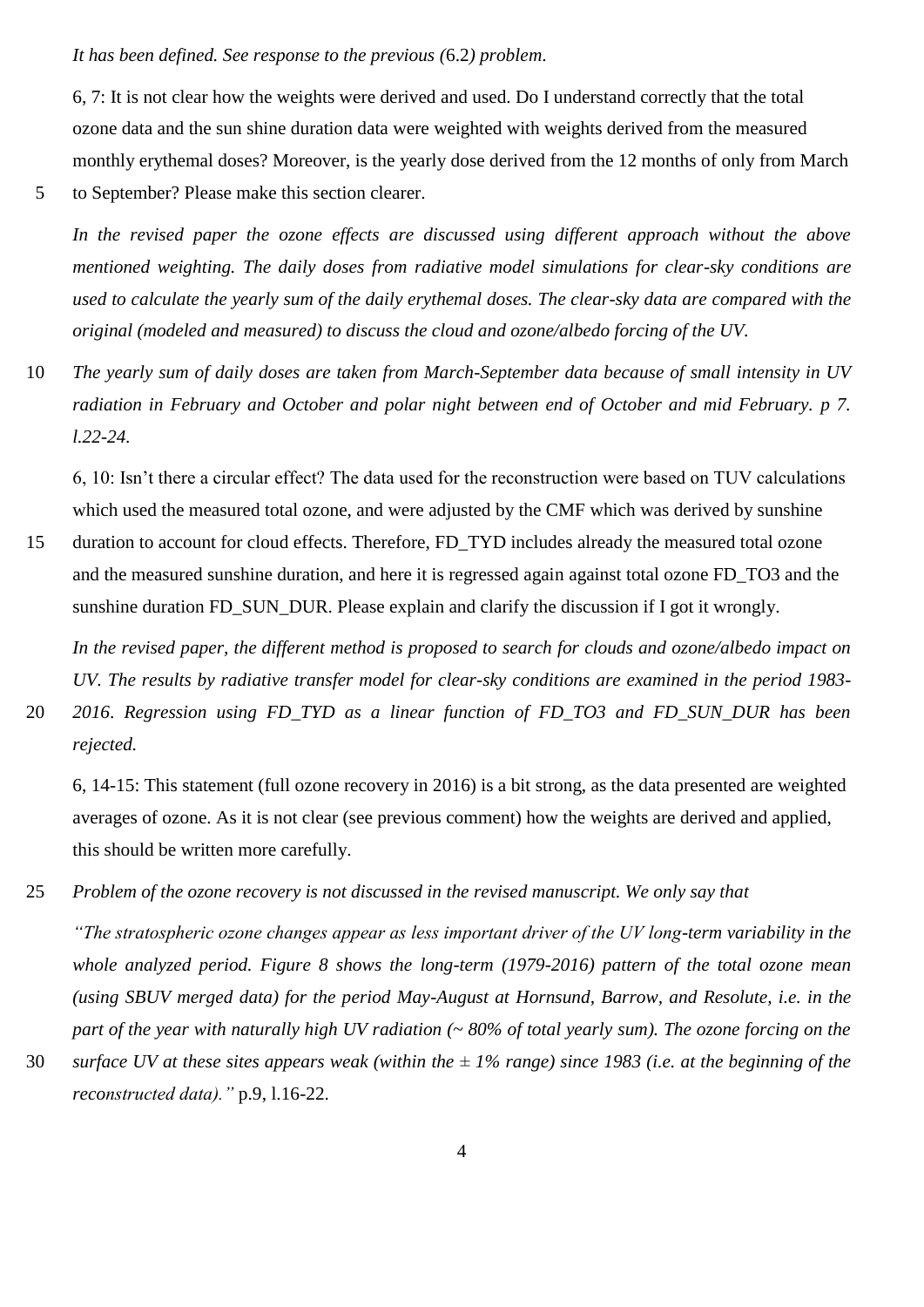*It has been defined. See response to the previous (6.2) problem.*

6, 7: It is not clear how the weights were derived and used. Do I understand correctly that the total ozone data and the sun shine duration data were weighted with weights derived from the measured monthly erythemal doses? Moreover, is the yearly dose derived from the 12 months of only from March to September? Please make this section clearer.

*In the revised paper the ozone effects are discussed using different approach without the above mentioned weighting. The daily doses from radiative model simulations for clear-sky conditions are used to calculate the yearly sum of the daily erythemal doses. The clear-sky data are compared with the original (modeled and measured) to discuss the cloud and ozone/albedo forcing of the UV.*

*The yearly sum of daily doses are taken from March-September data because of small intensity in UV radiation in February and October and polar night between end of October and mid February. p 7. l.22-24.*

6, 10: Isn't there a circular effect? The data used for the reconstruction were based on TUV calculations which used the measured total ozone, and were adjusted by the CMF which was derived by sunshine duration to account for cloud effects. Therefore, FD_TYD includes already the measured total ozone and the measured sunshine duration, and here it is regressed again against total ozone FD_TO3 and the sunshine duration FD_SUN_DUR. Please explain and clarify the discussion if I got it wrongly.

*In the revised paper, the different method is proposed to search for clouds and ozone/albedo impact on UV. The results by radiative transfer model for clear-sky conditions are examined in the period 1983-2016. Regression using FD_TYD as a linear function of FD_TO3 and FD_SUN_DUR has been rejected.*

6, 14-15: This statement (full ozone recovery in 2016) is a bit strong, as the data presented are weighted averages of ozone. As it is not clear (see previous comment) how the weights are derived and applied, this should be written more carefully.

*Problem of the ozone recovery is not discussed in the revised manuscript. We only say that*

*"The stratospheric ozone changes appear as less important driver of the UV long-term variability in the whole analyzed period. Figure 8 shows the long-term (1979-2016) pattern of the total ozone mean (using SBUV merged data) for the period May-August at Hornsund, Barrow, and Resolute, i.e. in the part of the year with naturally high UV radiation (~ 80% of total yearly sum). The ozone forcing on the surface UV at these sites appears weak (within the ± 1% range) since 1983 (i.e. at the beginning of the reconstructed data)."* p.9, l.16-22.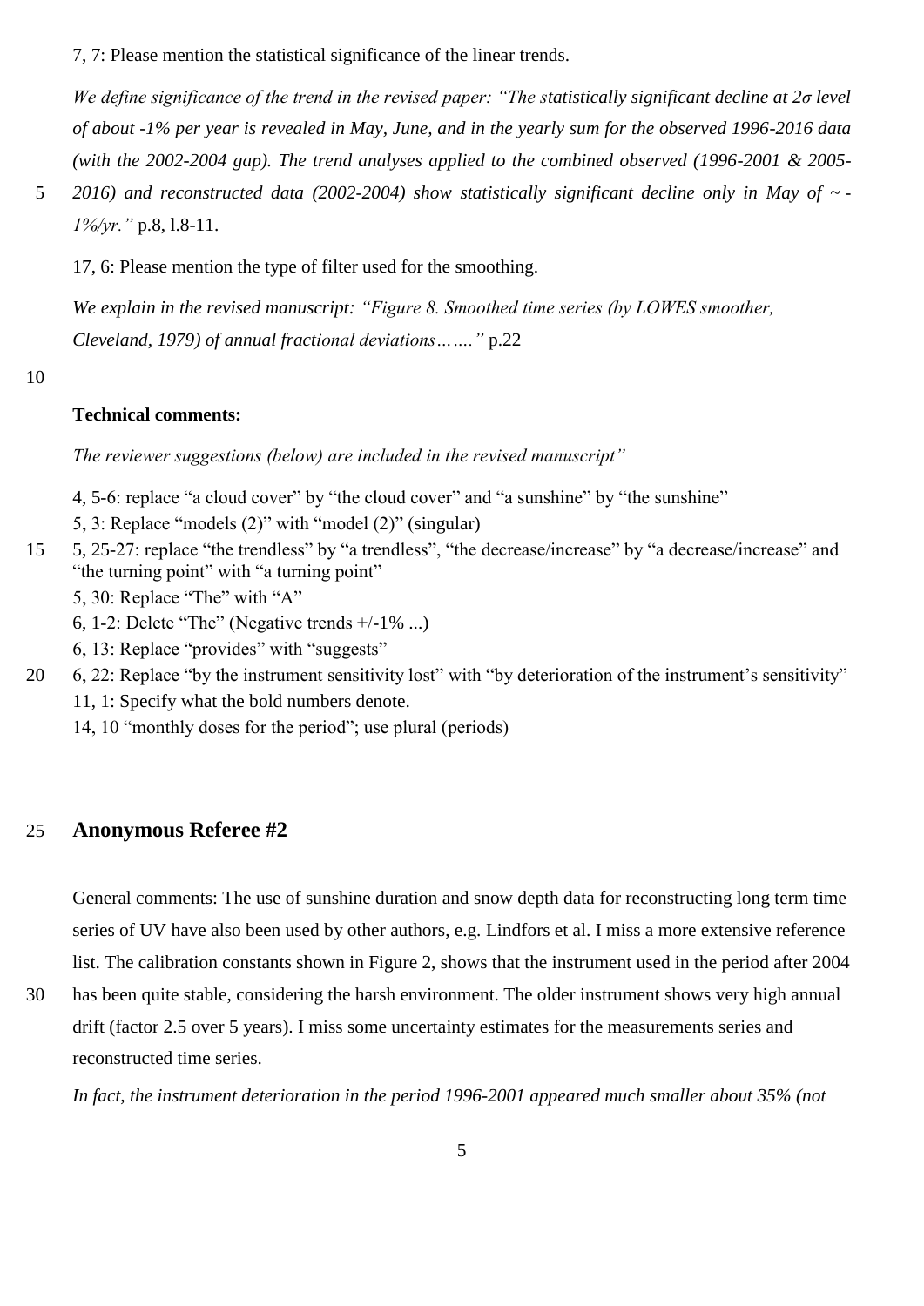7, 7: Please mention the statistical significance of the linear trends.

*We define significance of the trend in the revised paper: "The statistically significant decline at 2σ level of about -1% per year is revealed in May, June, and in the yearly sum for the observed 1996-2016 data (with the 2002-2004 gap). The trend analyses applied to the combined observed (1996-2001 & 2005-2016) and reconstructed data (2002-2004) show statistically significant decline only in May of ~ -1%/yr."* p.8, l.8-11.

17, 6: Please mention the type of filter used for the smoothing.

*We explain in the revised manuscript: "Figure 8. Smoothed time series (by LOWES smoother, Cleveland, 1979) of annual fractional deviations……."* p.22

**Technical comments:**

*The reviewer suggestions (below) are included in the revised manuscript"*

4, 5-6: replace "a cloud cover" by "the cloud cover" and "a sunshine" by "the sunshine"
5, 3: Replace "models (2)" with "model (2)" (singular)
5, 25-27: replace "the trendless" by "a trendless", "the decrease/increase" by "a decrease/increase" and "the turning point" with "a turning point"
5, 30: Replace "The" with "A"
6, 1-2: Delete "The" (Negative trends +/-1% ...)
6, 13: Replace "provides" with "suggests"
6, 22: Replace "by the instrument sensitivity lost" with "by deterioration of the instrument's sensitivity"
11, 1: Specify what the bold numbers denote.
14, 10 "monthly doses for the period"; use plural (periods)

## Anonymous Referee #2

General comments: The use of sunshine duration and snow depth data for reconstructing long term time series of UV have also been used by other authors, e.g. Lindfors et al. I miss a more extensive reference list. The calibration constants shown in Figure 2, shows that the instrument used in the period after 2004 has been quite stable, considering the harsh environment. The older instrument shows very high annual drift (factor 2.5 over 5 years). I miss some uncertainty estimates for the measurements series and reconstructed time series.

*In fact, the instrument deterioration in the period 1996-2001 appeared much smaller about 35% (not*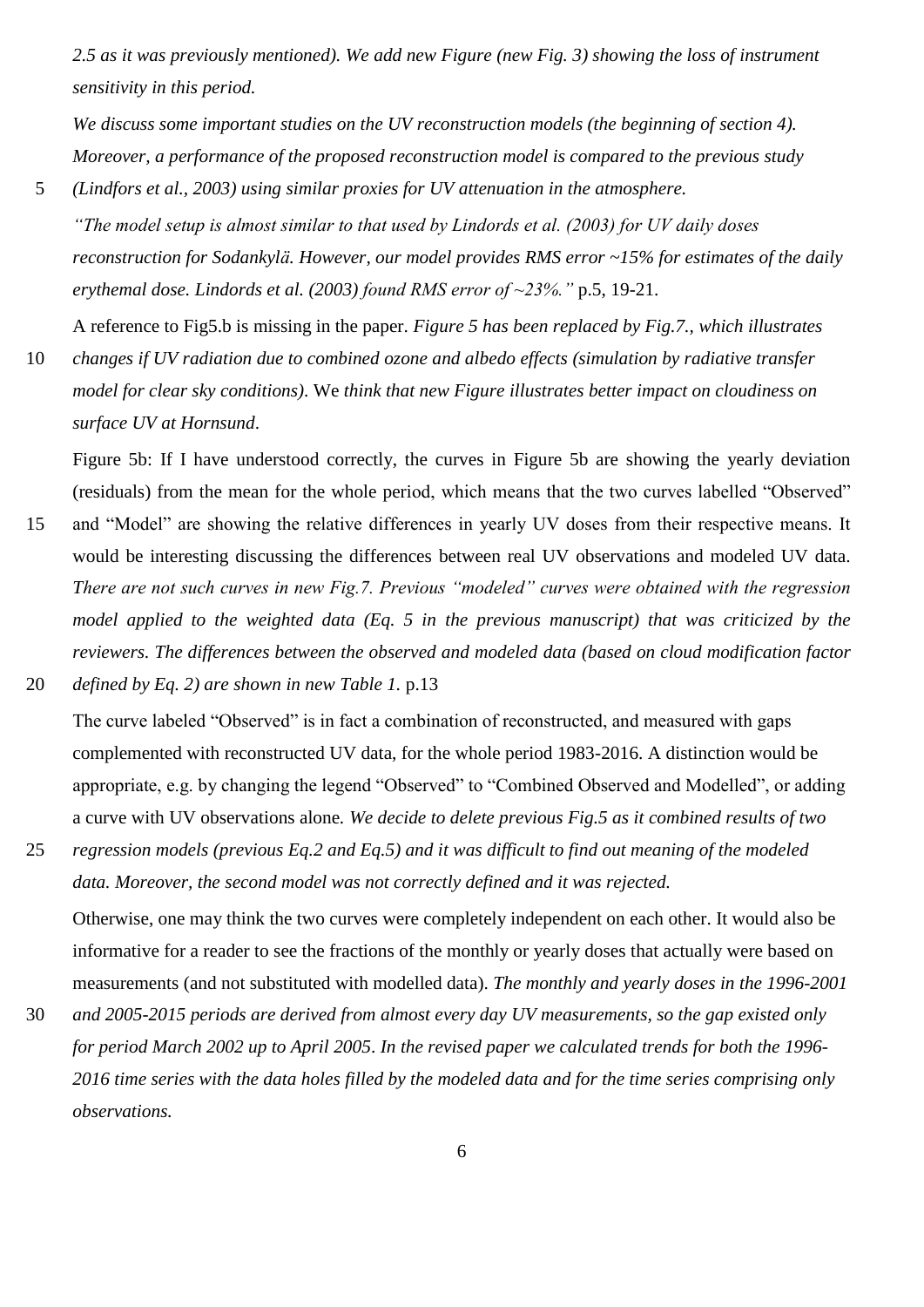*2.5 as it was previously mentioned). We add new Figure (new Fig. 3) showing the loss of instrument sensitivity in this period.*

*We discuss some important studies on the UV reconstruction models (the beginning of section 4). Moreover, a performance of the proposed reconstruction model is compared to the previous study (Lindfors et al., 2003) using similar proxies for UV attenuation in the atmosphere.*

*"The model setup is almost similar to that used by Lindords et al. (2003) for UV daily doses reconstruction for Sodankylä. However, our model provides RMS error ~15% for estimates of the daily erythemal dose. Lindords et al. (2003) found RMS error of ~23%."* p.5, 19-21.

A reference to Fig5.b is missing in the paper. *Figure 5 has been replaced by Fig.7., which illustrates changes if UV radiation due to combined ozone and albedo effects (simulation by radiative transfer model for clear sky conditions)*. We *think that new Figure illustrates better impact on cloudiness on surface UV at Hornsund*.

Figure 5b: If I have understood correctly, the curves in Figure 5b are showing the yearly deviation (residuals) from the mean for the whole period, which means that the two curves labelled "Observed" and "Model" are showing the relative differences in yearly UV doses from their respective means. It would be interesting discussing the differences between real UV observations and modeled UV data. *There are not such curves in new Fig.7. Previous "modeled" curves were obtained with the regression model applied to the weighted data (Eq. 5 in the previous manuscript) that was criticized by the reviewers. The differences between the observed and modeled data (based on cloud modification factor defined by Eq. 2) are shown in new Table 1.* p.13

The curve labeled "Observed" is in fact a combination of reconstructed, and measured with gaps complemented with reconstructed UV data, for the whole period 1983-2016. A distinction would be appropriate, e.g. by changing the legend "Observed" to "Combined Observed and Modelled", or adding a curve with UV observations alone. *We decide to delete previous Fig.5 as it combined results of two regression models (previous Eq.2 and Eq.5) and it was difficult to find out meaning of the modeled data. Moreover, the second model was not correctly defined and it was rejected.*

Otherwise, one may think the two curves were completely independent on each other. It would also be informative for a reader to see the fractions of the monthly or yearly doses that actually were based on measurements (and not substituted with modelled data). *The monthly and yearly doses in the 1996-2001 and 2005-2015 periods are derived from almost every day UV measurements, so the gap existed only for period March 2002 up to April 2005*. *In the revised paper we calculated trends for both the 1996-2016 time series with the data holes filled by the modeled data and for the time series comprising only observations.*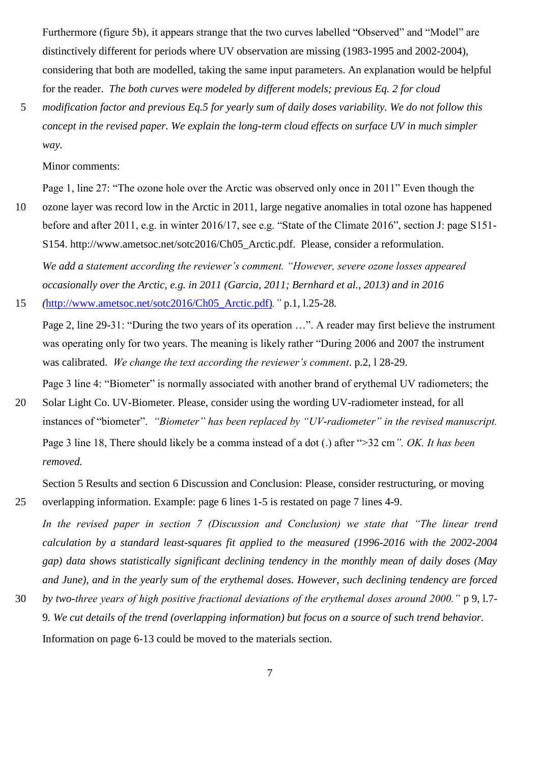Furthermore (figure 5b), it appears strange that the two curves labelled "Observed" and "Model" are distinctively different for periods where UV observation are missing (1983-1995 and 2002-2004), considering that both are modelled, taking the same input parameters. An explanation would be helpful for the reader. *The both curves were modeled by different models; previous Eq. 2 for cloud modification factor and previous Eq.5 for yearly sum of daily doses variability. We do not follow this concept in the revised paper. We explain the long-term cloud effects on surface UV in much simpler way.*

Minor comments:

Page 1, line 27: "The ozone hole over the Arctic was observed only once in 2011" Even though the ozone layer was record low in the Arctic in 2011, large negative anomalies in total ozone has happened before and after 2011, e.g. in winter 2016/17, see e.g. "State of the Climate 2016", section J: page S151-S154. http://www.ametsoc.net/sotc2016/Ch05_Arctic.pdf. Please, consider a reformulation.

*We add a statement according the reviewer's comment. "However, severe ozone losses appeared occasionally over the Arctic, e.g. in 2011 (Garcia, 2011; Bernhard et al., 2013) and in 2016 (http://www.ametsoc.net/sotc2016/Ch05_Arctic.pdf)."* p.1, l.25-28.

Page 2, line 29-31: "During the two years of its operation …". A reader may first believe the instrument was operating only for two years. The meaning is likely rather "During 2006 and 2007 the instrument was calibrated. *We change the text according the reviewer's comment*. p.2, l 28-29.

Page 3 line 4: "Biometer" is normally associated with another brand of erythemal UV radiometers; the Solar Light Co. UV-Biometer. Please, consider using the wording UV-radiometer instead, for all instances of "biometer". *"Biometer" has been replaced by "UV-radiometer" in the revised manuscript.*

Page 3 line 18, There should likely be a comma instead of a dot (.) after ">32 cm*". OK. It has been removed.*

Section 5 Results and section 6 Discussion and Conclusion: Please, consider restructuring, or moving overlapping information. Example: page 6 lines 1-5 is restated on page 7 lines 4-9.

*In the revised paper in section 7 (Discussion and Conclusion) we state that "The linear trend calculation by a standard least-squares fit applied to the measured (1996-2016 with the 2002-2004 gap) data shows statistically significant declining tendency in the monthly mean of daily doses (May and June), and in the yearly sum of the erythemal doses. However, such declining tendency are forced by two-three years of high positive fractional deviations of the erythemal doses around 2000."* p 9, l.7-9. *We cut details of the trend (overlapping information) but focus on a source of such trend behavior.*

Information on page 6-13 could be moved to the materials section.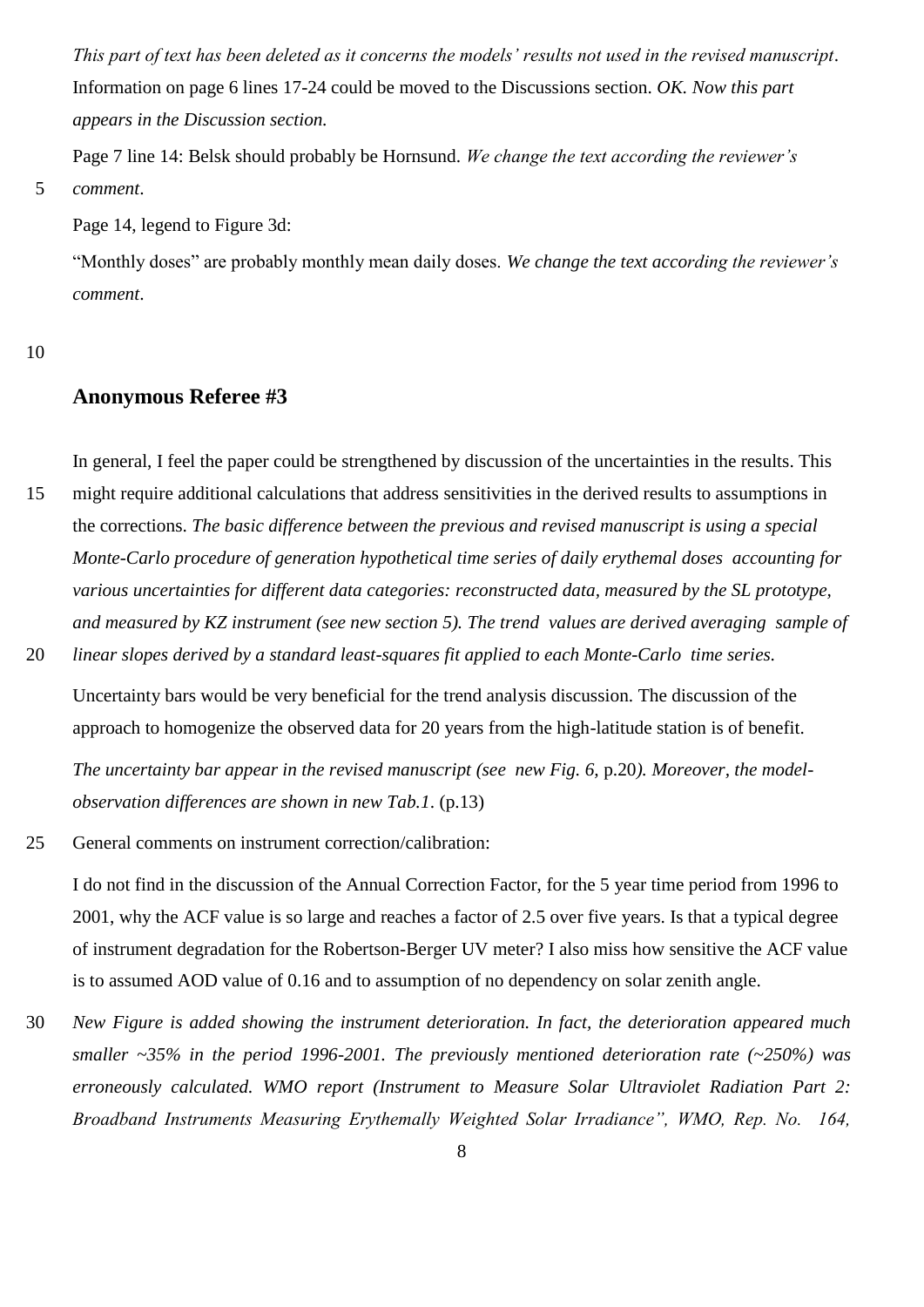*This part of text has been deleted as it concerns the models' results not used in the revised manuscript*. Information on page 6 lines 17-24 could be moved to the Discussions section. *OK. Now this part appears in the Discussion section.*

Page 7 line 14: Belsk should probably be Hornsund. *We change the text according the reviewer's comment*.

Page 14, legend to Figure 3d:

"Monthly doses" are probably monthly mean daily doses. *We change the text according the reviewer's comment*.

## Anonymous Referee #3

In general, I feel the paper could be strengthened by discussion of the uncertainties in the results. This might require additional calculations that address sensitivities in the derived results to assumptions in the corrections. *The basic difference between the previous and revised manuscript is using a special Monte-Carlo procedure of generation hypothetical time series of daily erythemal doses accounting for various uncertainties for different data categories: reconstructed data, measured by the SL prototype, and measured by KZ instrument (see new section 5). The trend values are derived averaging sample of linear slopes derived by a standard least-squares fit applied to each Monte-Carlo time series.*

Uncertainty bars would be very beneficial for the trend analysis discussion. The discussion of the approach to homogenize the observed data for 20 years from the high-latitude station is of benefit.

*The uncertainty bar appear in the revised manuscript (see new Fig. 6,* p.20*). Moreover, the model-observation differences are shown in new Tab.1*. (p.13)

General comments on instrument correction/calibration:

I do not find in the discussion of the Annual Correction Factor, for the 5 year time period from 1996 to 2001, why the ACF value is so large and reaches a factor of 2.5 over five years. Is that a typical degree of instrument degradation for the Robertson-Berger UV meter? I also miss how sensitive the ACF value is to assumed AOD value of 0.16 and to assumption of no dependency on solar zenith angle.

*New Figure is added showing the instrument deterioration. In fact, the deterioration appeared much smaller ~35% in the period 1996-2001. The previously mentioned deterioration rate (~250%) was erroneously calculated. WMO report (Instrument to Measure Solar Ultraviolet Radiation Part 2: Broadband Instruments Measuring Erythemally Weighted Solar Irradiance", WMO, Rep. No. 164,*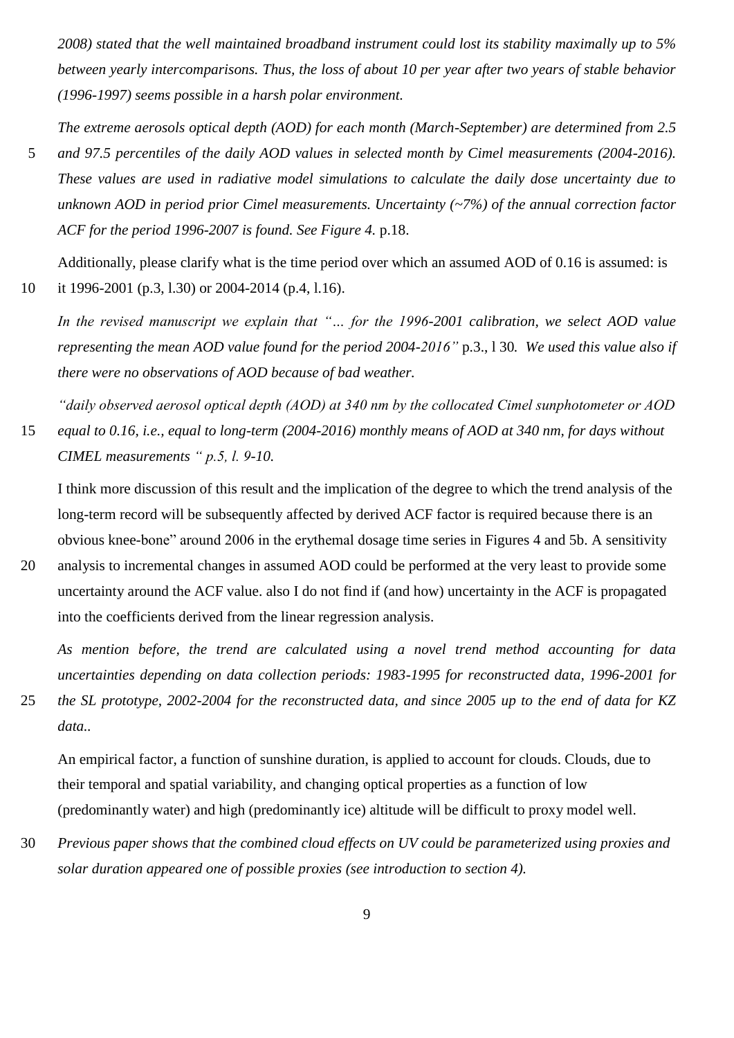*2008) stated that the well maintained broadband instrument could lost its stability maximally up to 5% between yearly intercomparisons. Thus, the loss of about 10 per year after two years of stable behavior (1996-1997) seems possible in a harsh polar environment.*

*The extreme aerosols optical depth (AOD) for each month (March-September) are determined from 2.5 and 97.5 percentiles of the daily AOD values in selected month by Cimel measurements (2004-2016). These values are used in radiative model simulations to calculate the daily dose uncertainty due to unknown AOD in period prior Cimel measurements. Uncertainty (~7%) of the annual correction factor ACF for the period 1996-2007 is found. See Figure 4.* p.18.

Additionally, please clarify what is the time period over which an assumed AOD of 0.16 is assumed: is it 1996-2001 (p.3, l.30) or 2004-2014 (p.4, l.16).

*In the revised manuscript we explain that "… for the 1996-2001 calibration, we select AOD value representing the mean AOD value found for the period 2004-2016"* p.3., l 30*. We used this value also if there were no observations of AOD because of bad weather.*

*"daily observed aerosol optical depth (AOD) at 340 nm by the collocated Cimel sunphotometer or AOD equal to 0.16, i.e., equal to long-term (2004-2016) monthly means of AOD at 340 nm, for days without CIMEL measurements " p.5, l. 9-10.*

I think more discussion of this result and the implication of the degree to which the trend analysis of the long-term record will be subsequently affected by derived ACF factor is required because there is an obvious knee-bone" around 2006 in the erythemal dosage time series in Figures 4 and 5b. A sensitivity analysis to incremental changes in assumed AOD could be performed at the very least to provide some uncertainty around the ACF value. also I do not find if (and how) uncertainty in the ACF is propagated into the coefficients derived from the linear regression analysis.

*As mention before, the trend are calculated using a novel trend method accounting for data uncertainties depending on data collection periods: 1983-1995 for reconstructed data, 1996-2001 for the SL prototype, 2002-2004 for the reconstructed data, and since 2005 up to the end of data for KZ data..*

An empirical factor, a function of sunshine duration, is applied to account for clouds. Clouds, due to their temporal and spatial variability, and changing optical properties as a function of low (predominantly water) and high (predominantly ice) altitude will be difficult to proxy model well.

*Previous paper shows that the combined cloud effects on UV could be parameterized using proxies and solar duration appeared one of possible proxies (see introduction to section 4).*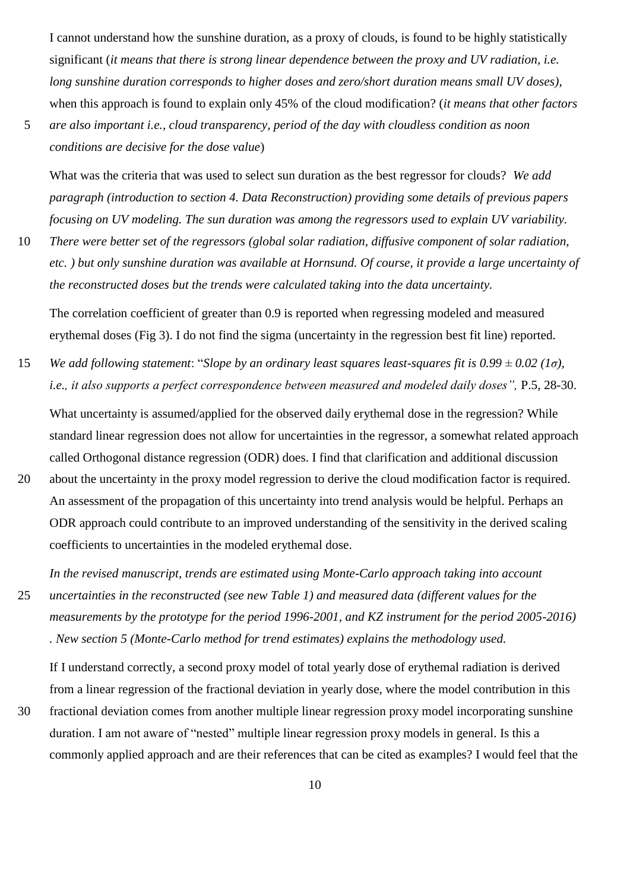I cannot understand how the sunshine duration, as a proxy of clouds, is found to be highly statistically significant (*it means that there is strong linear dependence between the proxy and UV radiation, i.e. long sunshine duration corresponds to higher doses and zero/short duration means small UV doses)*, when this approach is found to explain only 45% of the cloud modification? (*it means that other factors are also important i.e., cloud transparency, period of the day with cloudless condition as noon conditions are decisive for the dose value*)

What was the criteria that was used to select sun duration as the best regressor for clouds? *We add paragraph (introduction to section 4. Data Reconstruction) providing some details of previous papers focusing on UV modeling. The sun duration was among the regressors used to explain UV variability. There were better set of the regressors (global solar radiation, diffusive component of solar radiation, etc. ) but only sunshine duration was available at Hornsund. Of course, it provide a large uncertainty of the reconstructed doses but the trends were calculated taking into the data uncertainty.*

The correlation coefficient of greater than 0.9 is reported when regressing modeled and measured erythemal doses (Fig 3). I do not find the sigma (uncertainty in the regression best fit line) reported.

*We add following statement*: "*Slope by an ordinary least squares least-squares fit is 0.99 ± 0.02 (1σ), i.e., it also supports a perfect correspondence between measured and modeled daily doses",* P.5, 28-30.

What uncertainty is assumed/applied for the observed daily erythemal dose in the regression? While standard linear regression does not allow for uncertainties in the regressor, a somewhat related approach called Orthogonal distance regression (ODR) does. I find that clarification and additional discussion about the uncertainty in the proxy model regression to derive the cloud modification factor is required. An assessment of the propagation of this uncertainty into trend analysis would be helpful. Perhaps an ODR approach could contribute to an improved understanding of the sensitivity in the derived scaling coefficients to uncertainties in the modeled erythemal dose.

*In the revised manuscript, trends are estimated using Monte-Carlo approach taking into account uncertainties in the reconstructed (see new Table 1) and measured data (different values for the measurements by the prototype for the period 1996-2001, and KZ instrument for the period 2005-2016) . New section 5 (Monte-Carlo method for trend estimates) explains the methodology used.*

If I understand correctly, a second proxy model of total yearly dose of erythemal radiation is derived from a linear regression of the fractional deviation in yearly dose, where the model contribution in this fractional deviation comes from another multiple linear regression proxy model incorporating sunshine duration. I am not aware of "nested" multiple linear regression proxy models in general. Is this a commonly applied approach and are their references that can be cited as examples? I would feel that the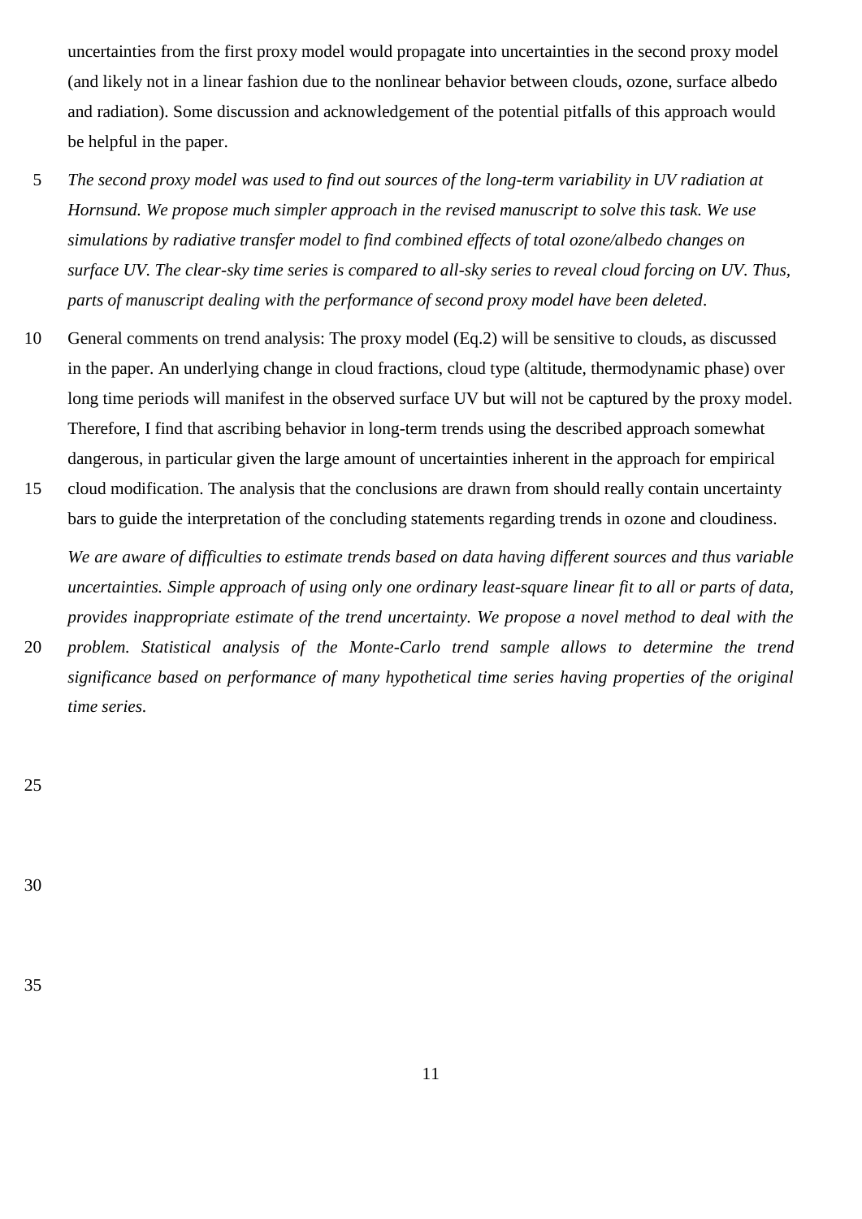uncertainties from the first proxy model would propagate into uncertainties in the second proxy model (and likely not in a linear fashion due to the nonlinear behavior between clouds, ozone, surface albedo and radiation). Some discussion and acknowledgement of the potential pitfalls of this approach would be helpful in the paper.

*The second proxy model was used to find out sources of the long-term variability in UV radiation at Hornsund. We propose much simpler approach in the revised manuscript to solve this task. We use simulations by radiative transfer model to find combined effects of total ozone/albedo changes on surface UV. The clear-sky time series is compared to all-sky series to reveal cloud forcing on UV. Thus, parts of manuscript dealing with the performance of second proxy model have been deleted*.

General comments on trend analysis: The proxy model (Eq.2) will be sensitive to clouds, as discussed in the paper. An underlying change in cloud fractions, cloud type (altitude, thermodynamic phase) over long time periods will manifest in the observed surface UV but will not be captured by the proxy model. Therefore, I find that ascribing behavior in long-term trends using the described approach somewhat dangerous, in particular given the large amount of uncertainties inherent in the approach for empirical cloud modification. The analysis that the conclusions are drawn from should really contain uncertainty bars to guide the interpretation of the concluding statements regarding trends in ozone and cloudiness.

*We are aware of difficulties to estimate trends based on data having different sources and thus variable uncertainties. Simple approach of using only one ordinary least-square linear fit to all or parts of data, provides inappropriate estimate of the trend uncertainty. We propose a novel method to deal with the problem. Statistical analysis of the Monte-Carlo trend sample allows to determine the trend significance based on performance of many hypothetical time series having properties of the original time series.*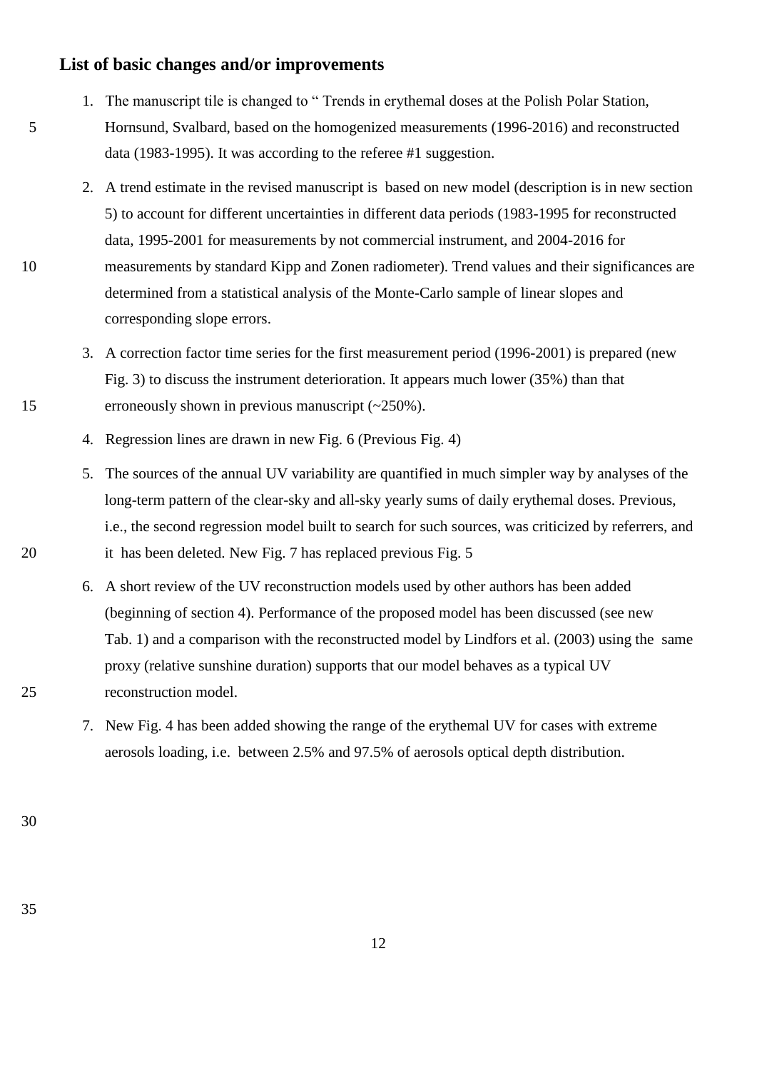## List of basic changes and/or improvements

1. The manuscript tile is changed to " Trends in erythemal doses at the Polish Polar Station, Hornsund, Svalbard, based on the homogenized measurements (1996-2016) and reconstructed data (1983-1995). It was according to the referee #1 suggestion.
2. A trend estimate in the revised manuscript is based on new model (description is in new section 5) to account for different uncertainties in different data periods (1983-1995 for reconstructed data, 1995-2001 for measurements by not commercial instrument, and 2004-2016 for measurements by standard Kipp and Zonen radiometer). Trend values and their significances are determined from a statistical analysis of the Monte-Carlo sample of linear slopes and corresponding slope errors.
3. A correction factor time series for the first measurement period (1996-2001) is prepared (new Fig. 3) to discuss the instrument deterioration. It appears much lower (35%) than that erroneously shown in previous manuscript (~250%).
4. Regression lines are drawn in new Fig. 6 (Previous Fig. 4)
5. The sources of the annual UV variability are quantified in much simpler way by analyses of the long-term pattern of the clear-sky and all-sky yearly sums of daily erythemal doses. Previous, i.e., the second regression model built to search for such sources, was criticized by referrers, and it has been deleted. New Fig. 7 has replaced previous Fig. 5
6. A short review of the UV reconstruction models used by other authors has been added (beginning of section 4). Performance of the proposed model has been discussed (see new Tab. 1) and a comparison with the reconstructed model by Lindfors et al. (2003) using the same proxy (relative sunshine duration) supports that our model behaves as a typical UV reconstruction model.
7. New Fig. 4 has been added showing the range of the erythemal UV for cases with extreme aerosols loading, i.e. between 2.5% and 97.5% of aerosols optical depth distribution.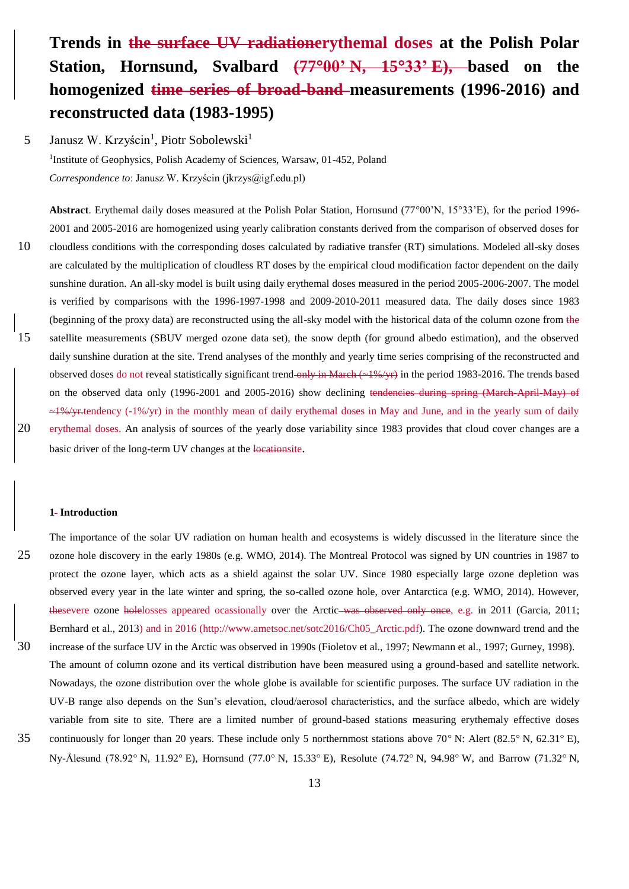# Trends in ~~the surface UV radiation~~erythemal doses at the Polish Polar Station, Hornsund, Svalbard ~~(77°00' N, 15°33' E),~~ based on the homogenized ~~time series of broad-band~~ measurements (1996-2016) and reconstructed data (1983-1995)

Janusz W. Krzyścin[1], Piotr Sobolewski[1]

[1]Institute of Geophysics, Polish Academy of Sciences, Warsaw, 01-452, Poland

*Correspondence to*: Janusz W. Krzyścin (jkrzys@igf.edu.pl)

**Abstract**. Erythemal daily doses measured at the Polish Polar Station, Hornsund (77°00'N, 15°33'E), for the period 1996-2001 and 2005-2016 are homogenized using yearly calibration constants derived from the comparison of observed doses for cloudless conditions with the corresponding doses calculated by radiative transfer (RT) simulations. Modeled all-sky doses are calculated by the multiplication of cloudless RT doses by the empirical cloud modification factor dependent on the daily sunshine duration. An all-sky model is built using daily erythemal doses measured in the period 2005-2006-2007. The model is verified by comparisons with the 1996-1997-1998 and 2009-2010-2011 measured data. The daily doses since 1983 (beginning of the proxy data) are reconstructed using the all-sky model with the historical data of the column ozone from ~~the~~ satellite measurements (SBUV merged ozone data set), the snow depth (for ground albedo estimation), and the observed daily sunshine duration at the site. Trend analyses of the monthly and yearly time series comprising of the reconstructed and observed doses do not reveal statistically significant trend ~~only in March (~1%/yr)~~ in the period 1983-2016. The trends based on the observed data only (1996-2001 and 2005-2016) show declining ~~tendencies during spring (March-April-May) of ~1%/yr.~~tendency (-1%/yr) in the monthly mean of daily erythemal doses in May and June, and in the yearly sum of daily erythemal doses. An analysis of sources of the yearly dose variability since 1983 provides that cloud cover changes are a basic driver of the long-term UV changes at the ~~location~~site.

## 1 Introduction

The importance of the solar UV radiation on human health and ecosystems is widely discussed in the literature since the ozone hole discovery in the early 1980s (e.g. WMO, 2014). The Montreal Protocol was signed by UN countries in 1987 to protect the ozone layer, which acts as a shield against the solar UV. Since 1980 especially large ozone depletion was observed every year in the late winter and spring, the so-called ozone hole, over Antarctica (e.g. WMO, 2014). However, ~~the~~severe ozone ~~hole~~losses appeared ocassionally over the Arctic ~~was observed only once~~, e.g. in 2011 (Garcia, 2011; Bernhard et al., 2013) and in 2016 (http://www.ametsoc.net/sotc2016/Ch05_Arctic.pdf). The ozone downward trend and the increase of the surface UV in the Arctic was observed in 1990s (Fioletov et al., 1997; Newmann et al., 1997; Gurney, 1998).

The amount of column ozone and its vertical distribution have been measured using a ground-based and satellite network. Nowadays, the ozone distribution over the whole globe is available for scientific purposes. The surface UV radiation in the UV-B range also depends on the Sun's elevation, cloud/aerosol characteristics, and the surface albedo, which are widely variable from site to site. There are a limited number of ground-based stations measuring erythemaly effective doses continuously for longer than 20 years. These include only 5 northernmost stations above 70° N: Alert (82.5° N, 62.31° E), Ny-Ålesund (78.92° N, 11.92° E), Hornsund (77.0° N, 15.33° E), Resolute (74.72° N, 94.98° W, and Barrow (71.32° N,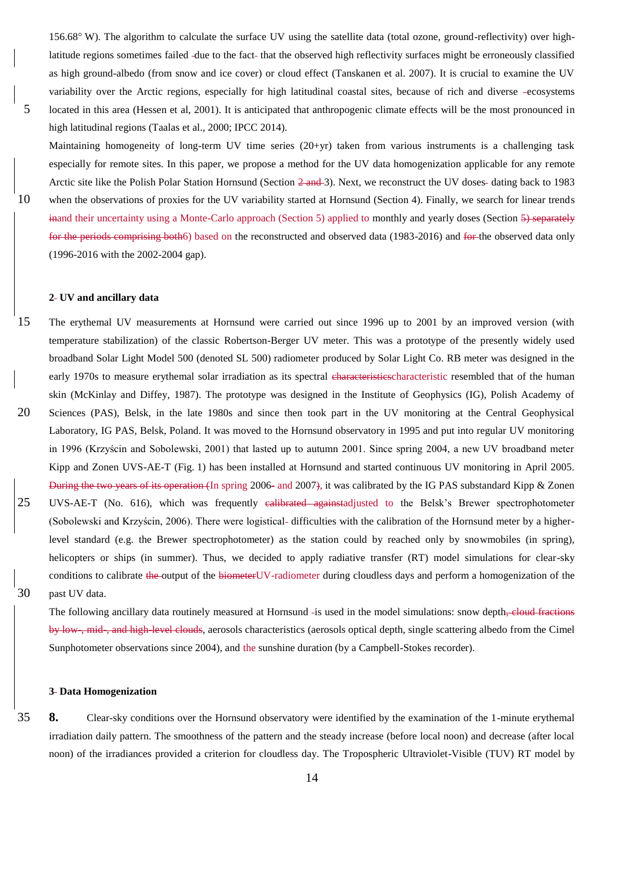156.68° W). The algorithm to calculate the surface UV using the satellite data (total ozone, ground-reflectivity) over high-latitude regions sometimes failed due to the fact that the observed high reflectivity surfaces might be erroneously classified as high ground-albedo (from snow and ice cover) or cloud effect (Tanskanen et al. 2007). It is crucial to examine the UV variability over the Arctic regions, especially for high latitudinal coastal sites, because of rich and diverse ecosystems located in this area (Hessen et al, 2001). It is anticipated that anthropogenic climate effects will be the most pronounced in high latitudinal regions (Taalas et al., 2000; IPCC 2014).

Maintaining homogeneity of long-term UV time series (20+yr) taken from various instruments is a challenging task especially for remote sites. In this paper, we propose a method for the UV data homogenization applicable for any remote Arctic site like the Polish Polar Station Hornsund (Section ~~2 and~~ 3). Next, we reconstruct the UV doses dating back to 1983 when the observations of proxies for the UV variability started at Hornsund (Section 4). Finally, we search for linear trends ~~in~~and their uncertainty using a Monte-Carlo approach (Section 5) applied to monthly and yearly doses (Section ~~5) separately for the periods comprising both~~6) based on the reconstructed and observed data (1983-2016) and ~~for~~ the observed data only (1996-2016 with the 2002-2004 gap).

## 2 UV and ancillary data

The erythemal UV measurements at Hornsund were carried out since 1996 up to 2001 by an improved version (with temperature stabilization) of the classic Robertson-Berger UV meter. This was a prototype of the presently widely used broadband Solar Light Model 500 (denoted SL 500) radiometer produced by Solar Light Co. RB meter was designed in the early 1970s to measure erythemal solar irradiation as its spectral ~~characteristics~~characteristic resembled that of the human skin (McKinlay and Diffey, 1987). The prototype was designed in the Institute of Geophysics (IG), Polish Academy of Sciences (PAS), Belsk, in the late 1980s and since then took part in the UV monitoring at the Central Geophysical Laboratory, IG PAS, Belsk, Poland. It was moved to the Hornsund observatory in 1995 and put into regular UV monitoring in 1996 (Krzyścin and Sobolewski, 2001) that lasted up to autumn 2001. Since spring 2004, a new UV broadband meter Kipp and Zonen UVS-AE-T (Fig. 1) has been installed at Hornsund and started continuous UV monitoring in April 2005. ~~During the two years of its operation (~~In spring 2006 and 2007~~)~~, it was calibrated by the IG PAS substandard Kipp & Zonen UVS-AE-T (No. 616), which was frequently ~~calibrated against~~adjusted to the Belsk's Brewer spectrophotometer (Sobolewski and Krzyścin, 2006). There were logistical difficulties with the calibration of the Hornsund meter by a higher-level standard (e.g. the Brewer spectrophotometer) as the station could by reached only by snowmobiles (in spring), helicopters or ships (in summer). Thus, we decided to apply radiative transfer (RT) model simulations for clear-sky conditions to calibrate ~~the~~ output of the ~~biometer~~UV-radiometer during cloudless days and perform a homogenization of the past UV data.

The following ancillary data routinely measured at Hornsund is used in the model simulations: snow depth~~, cloud fractions by low-, mid-, and high-level clouds~~, aerosols characteristics (aerosols optical depth, single scattering albedo from the Cimel Sunphotometer observations since 2004), and the sunshine duration (by a Campbell-Stokes recorder).

## 3 Data Homogenization

**8.** Clear-sky conditions over the Hornsund observatory were identified by the examination of the 1-minute erythemal irradiation daily pattern. The smoothness of the pattern and the steady increase (before local noon) and decrease (after local noon) of the irradiances provided a criterion for cloudless day. The Tropospheric Ultraviolet-Visible (TUV) RT model by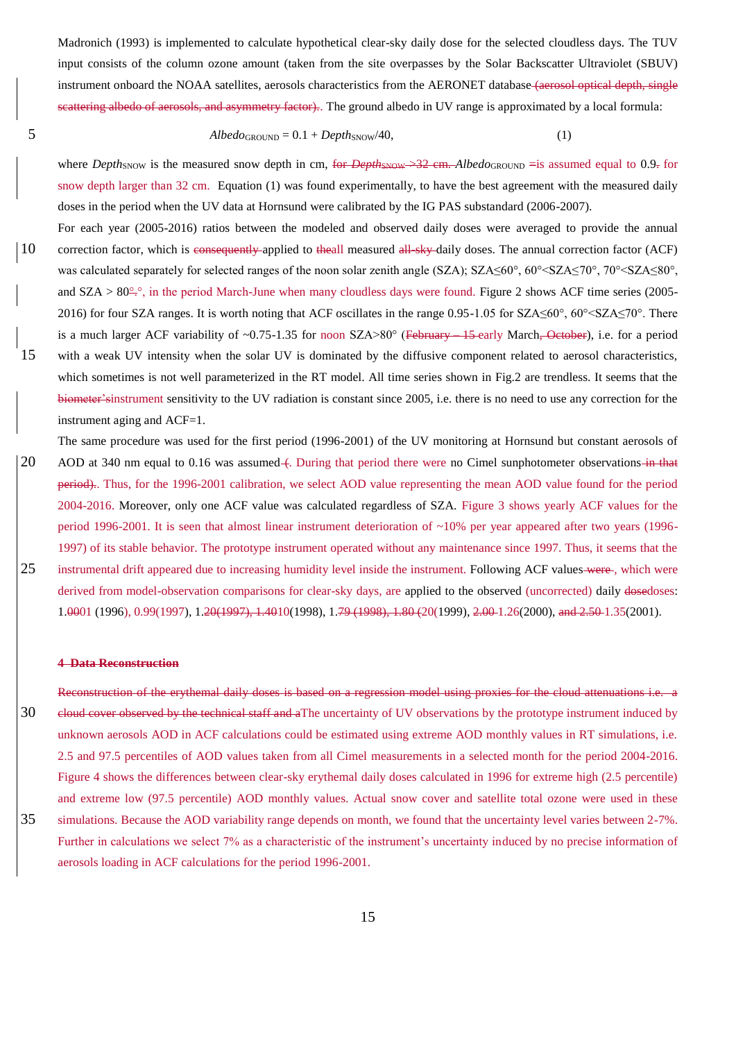Madronich (1993) is implemented to calculate hypothetical clear-sky daily dose for the selected cloudless days. The TUV input consists of the column ozone amount (taken from the site overpasses by the Solar Backscatter Ultraviolet (SBUV) instrument onboard the NOAA satellites, aerosols characteristics from the AERONET database~~ (aerosol optical depth, single scattering albedo of aerosols, and asymmetry factor).~~. The ground albedo in UV range is approximated by a local formula:

$$Albedo_{GROUND} = 0.1 + Depth_{SNOW}/40, \qquad (1)$$

where $Depth_{SNOW}$ is the measured snow depth in cm, ~~for $Depth_{SNOW}$ >32 cm.~~ $Albedo_{GROUND}$ ~~=~~is assumed equal to 0.9~~.~~ for snow depth larger than 32 cm. Equation (1) was found experimentally, to have the best agreement with the measured daily doses in the period when the UV data at Hornsund were calibrated by the IG PAS substandard (2006-2007).

For each year (2005-2016) ratios between the modeled and observed daily doses were averaged to provide the annual correction factor, which is ~~consequently~~ applied to ~~the~~all measured ~~all-sky~~ daily doses. The annual correction factor (ACF) was calculated separately for selected ranges of the noon solar zenith angle (SZA); SZA≤60°, 60°<SZA≤70°, 70°<SZA≤80°, and SZA > 80~~°.~~°, in the period March-June when many cloudless days were found. Figure 2 shows ACF time series (2005-2016) for four SZA ranges. It is worth noting that ACF oscillates in the range 0.95-1.05 for SZA≤60°, 60°<SZA≤70°. There is a much larger ACF variability of ~0.75-1.35 for noon SZA>80° (~~February – 15~~ early March~~, October~~), i.e. for a period with a weak UV intensity when the solar UV is dominated by the diffusive component related to aerosol characteristics, which sometimes is not well parameterized in the RT model. All time series shown in Fig.2 are trendless. It seems that the ~~biometer's~~instrument sensitivity to the UV radiation is constant since 2005, i.e. there is no need to use any correction for the instrument aging and ACF=1.

The same procedure was used for the first period (1996-2001) of the UV monitoring at Hornsund but constant aerosols of AOD at 340 nm equal to 0.16 was assumed~~ (~~. During that period there were no Cimel sunphotometer observations~~ in that period)~~. Thus, for the 1996-2001 calibration, we select AOD value representing the mean AOD value found for the period 2004-2016. Moreover, only one ACF value was calculated regardless of SZA. Figure 3 shows yearly ACF values for the period 1996-2001. It is seen that almost linear instrument deterioration of ~10% per year appeared after two years (1996-1997) of its stable behavior. The prototype instrument operated without any maintenance since 1997. Thus, it seems that the instrumental drift appeared due to increasing humidity level inside the instrument. Following ACF values~~ were~~, which were derived from model-observation comparisons for clear-sky days, are applied to the observed (uncorrected) daily ~~dose~~doses: 1.~~00~~01 (1996), 0.99(1997), 1.~~20(1997), 1.40~~10(1998), 1.~~79 (1998), 1.80 (~~20(1999), ~~2.00~~ 1.26(2000), ~~and 2.50~~ 1.35(2001).

## ~~4 Data Reconstruction~~

~~Reconstruction of the erythemal daily doses is based on a regression model using proxies for the cloud attenuations i.e. a cloud cover observed by the technical staff and a~~The uncertainty of UV observations by the prototype instrument induced by unknown aerosols AOD in ACF calculations could be estimated using extreme AOD monthly values in RT simulations, i.e. 2.5 and 97.5 percentiles of AOD values taken from all Cimel measurements in a selected month for the period 2004-2016. Figure 4 shows the differences between clear-sky erythemal daily doses calculated in 1996 for extreme high (2.5 percentile) and extreme low (97.5 percentile) AOD monthly values. Actual snow cover and satellite total ozone were used in these simulations. Because the AOD variability range depends on month, we found that the uncertainty level varies between 2-7%. Further in calculations we select 7% as a characteristic of the instrument's uncertainty induced by no precise information of aerosols loading in ACF calculations for the period 1996-2001.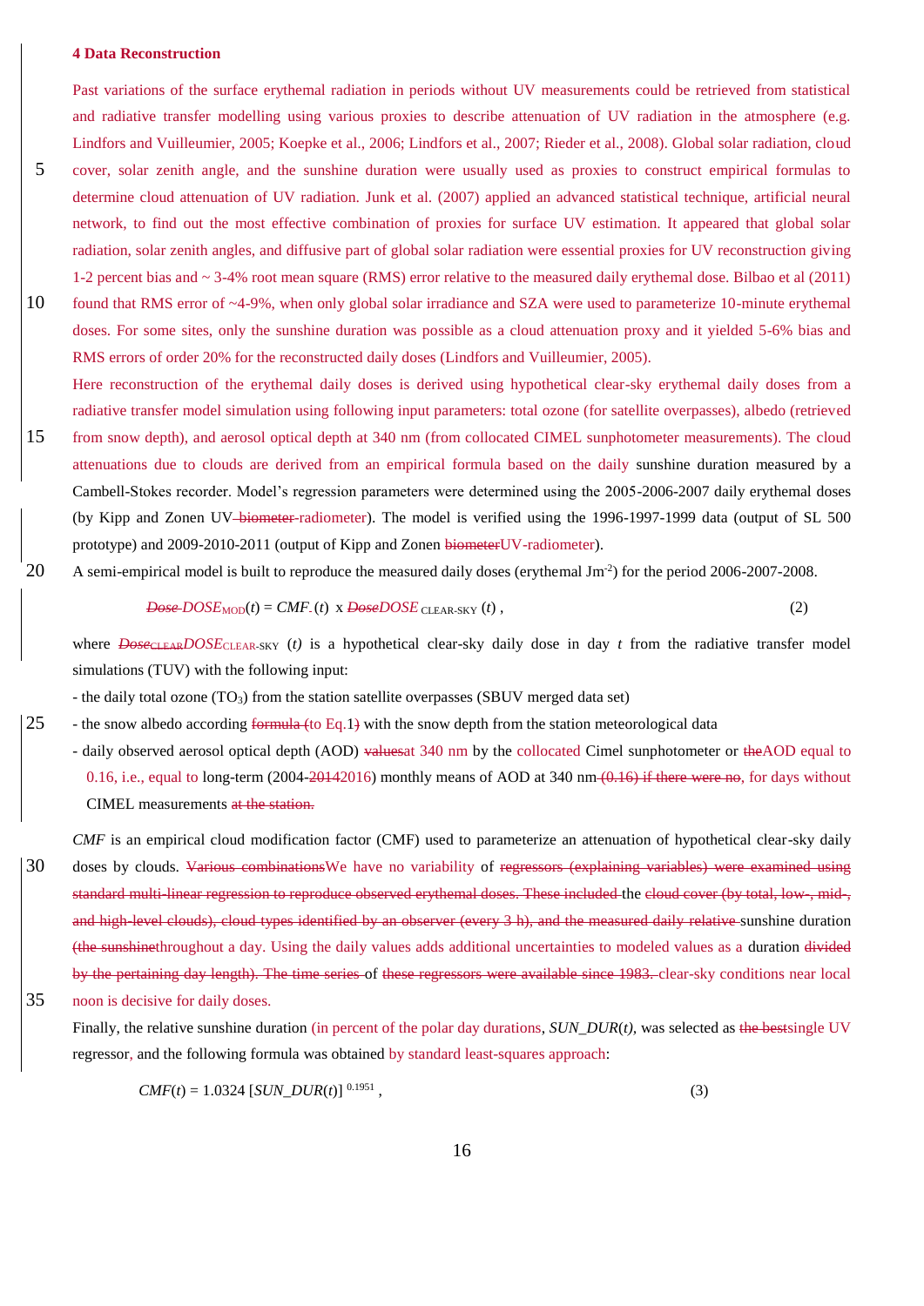### 4 Data Reconstruction

Past variations of the surface erythemal radiation in periods without UV measurements could be retrieved from statistical and radiative transfer modelling using various proxies to describe attenuation of UV radiation in the atmosphere (e.g. Lindfors and Vuilleumier, 2005; Koepke et al., 2006; Lindfors et al., 2007; Rieder et al., 2008). Global solar radiation, cloud cover, solar zenith angle, and the sunshine duration were usually used as proxies to construct empirical formulas to determine cloud attenuation of UV radiation. Junk et al. (2007) applied an advanced statistical technique, artificial neural network, to find out the most effective combination of proxies for surface UV estimation. It appeared that global solar radiation, solar zenith angles, and diffusive part of global solar radiation were essential proxies for UV reconstruction giving 1-2 percent bias and ~ 3-4% root mean square (RMS) error relative to the measured daily erythemal dose. Bilbao et al (2011) found that RMS error of ~4-9%, when only global solar irradiance and SZA were used to parameterize 10-minute erythemal doses. For some sites, only the sunshine duration was possible as a cloud attenuation proxy and it yielded 5-6% bias and RMS errors of order 20% for the reconstructed daily doses (Lindfors and Vuilleumier, 2005).

Here reconstruction of the erythemal daily doses is derived using hypothetical clear-sky erythemal daily doses from a radiative transfer model simulation using following input parameters: total ozone (for satellite overpasses), albedo (retrieved from snow depth), and aerosol optical depth at 340 nm (from collocated CIMEL sunphotometer measurements). The cloud attenuations due to clouds are derived from an empirical formula based on the daily sunshine duration measured by a Cambell-Stokes recorder. Model's regression parameters were determined using the 2005-2006-2007 daily erythemal doses (by Kipp and Zonen UV~~-biometer~~-radiometer). The model is verified using the 1996-1997-1999 data (output of SL 500 prototype) and 2009-2010-2011 (output of Kipp and Zonen ~~biometer~~UV-radiometer).

A semi-empirical model is built to reproduce the measured daily doses (erythemal $Jm^{-2}$) for the period 2006-2007-2008.

$$\text{~~Dose~~}\; DOSE_{MOD}(t) = CMF(t) \times \text{~~Dose~~}DOSE_{CLEAR\text{-}SKY}(t)\,, \qquad (2)$$

where ~~$Dose_{CLEAR}$~~$DOSE_{CLEAR\text{-}SKY}$ $(t)$ is a hypothetical clear-sky daily dose in day $t$ from the radiative transfer model simulations (TUV) with the following input:

- the daily total ozone ($TO_3$) from the station satellite overpasses (SBUV merged data set)
- the snow albedo according ~~formula (~~to Eq.1~~)~~ with the snow depth from the station meteorological data
- daily observed aerosol optical depth (AOD) ~~values~~at 340 nm by the collocated Cimel sunphotometer or ~~the~~AOD equal to 0.16, i.e., equal to long-term (2004-~~2014~~2016) monthly means of AOD at 340 nm~~ (0.16) if there were no~~, for days without CIMEL measurements ~~at the station.~~

*CMF* is an empirical cloud modification factor (CMF) used to parameterize an attenuation of hypothetical clear-sky daily doses by clouds. ~~Various combinations~~We have no variability of ~~regressors (explaining variables) were examined using standard multi-linear regression to reproduce observed erythemal doses. These included~~ the ~~cloud cover (by total, low-, mid-, and high-level clouds), cloud types identified by an observer (every 3 h), and the measured daily relative~~ sunshine duration ~~(the sunshine~~throughout a day. Using the daily values adds additional uncertainties to modeled values as a duration ~~divided by the pertaining day length). The time series~~ of ~~these regressors were available since 1983.~~ clear-sky conditions near local noon is decisive for daily doses.

Finally, the relative sunshine duration (in percent of the polar day durations, *SUN_DUR*(*t*), was selected as ~~the best~~single UV regressor, and the following formula was obtained by standard least-squares approach:

$$CMF(t) = 1.0324\,[SUN\_DUR(t)]^{0.1951}\,, \qquad (3)$$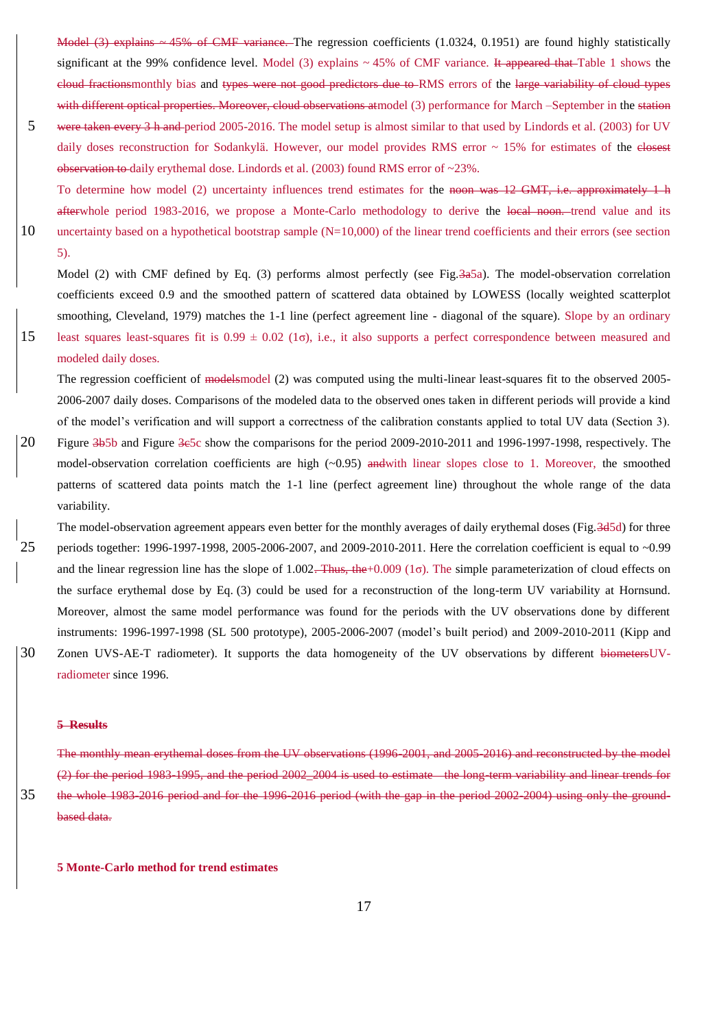Model (3) explains ~ 45% of CMF variance. The regression coefficients (1.0324, 0.1951) are found highly statistically significant at the 99% confidence level. Model (3) explains ~ 45% of CMF variance. It appeared that Table 1 shows the cloud fractionsmonthly bias and types were not good predictors due to RMS errors of the large variability of cloud types with different optical properties. Moreover, cloud observations atmodel (3) performance for March –September in the station were taken every 3 h and period 2005-2016. The model setup is almost similar to that used by Lindords et al. (2003) for UV daily doses reconstruction for Sodankylä. However, our model provides RMS error ~ 15% for estimates of the closest observation to daily erythemal dose. Lindords et al. (2003) found RMS error of ~23%.

To determine how model (2) uncertainty influences trend estimates for the noon was 12 GMT, i.e. approximately 1 h afterwhole period 1983-2016, we propose a Monte-Carlo methodology to derive the local noon. trend value and its uncertainty based on a hypothetical bootstrap sample (N=10,000) of the linear trend coefficients and their errors (see section 5).

Model (2) with CMF defined by Eq. (3) performs almost perfectly (see Fig.3a5a). The model-observation correlation coefficients exceed 0.9 and the smoothed pattern of scattered data obtained by LOWESS (locally weighted scatterplot smoothing, Cleveland, 1979) matches the 1-1 line (perfect agreement line - diagonal of the square). Slope by an ordinary least squares least-squares fit is 0.99 ± 0.02 (1σ), i.e., it also supports a perfect correspondence between measured and modeled daily doses.

The regression coefficient of modelsmodel (2) was computed using the multi-linear least-squares fit to the observed 2005-2006-2007 daily doses. Comparisons of the modeled data to the observed ones taken in different periods will provide a kind of the model's verification and will support a correctness of the calibration constants applied to total UV data (Section 3). Figure 3b5b and Figure 3c5c show the comparisons for the period 2009-2010-2011 and 1996-1997-1998, respectively. The model-observation correlation coefficients are high (~0.95) andwith linear slopes close to 1. Moreover, the smoothed patterns of scattered data points match the 1-1 line (perfect agreement line) throughout the whole range of the data variability.

The model-observation agreement appears even better for the monthly averages of daily erythemal doses (Fig.3d5d) for three periods together: 1996-1997-1998, 2005-2006-2007, and 2009-2010-2011. Here the correlation coefficient is equal to ~0.99 and the linear regression line has the slope of 1.002. Thus, the+0.009 (1σ). The simple parameterization of cloud effects on the surface erythemal dose by Eq. (3) could be used for a reconstruction of the long-term UV variability at Hornsund. Moreover, almost the same model performance was found for the periods with the UV observations done by different instruments: 1996-1997-1998 (SL 500 prototype), 2005-2006-2007 (model's built period) and 2009-2010-2011 (Kipp and Zonen UVS-AE-T radiometer). It supports the data homogeneity of the UV observations by different biometersUV-radiometer since 1996.

**5 Results**

The monthly mean erythemal doses from the UV observations (1996-2001, and 2005-2016) and reconstructed by the model (2) for the period 1983-1995, and the period 2002_2004 is used to estimate the long-term variability and linear trends for the whole 1983-2016 period and for the 1996-2016 period (with the gap in the period 2002-2004) using only the ground-based data.

**5 Monte-Carlo method for trend estimates**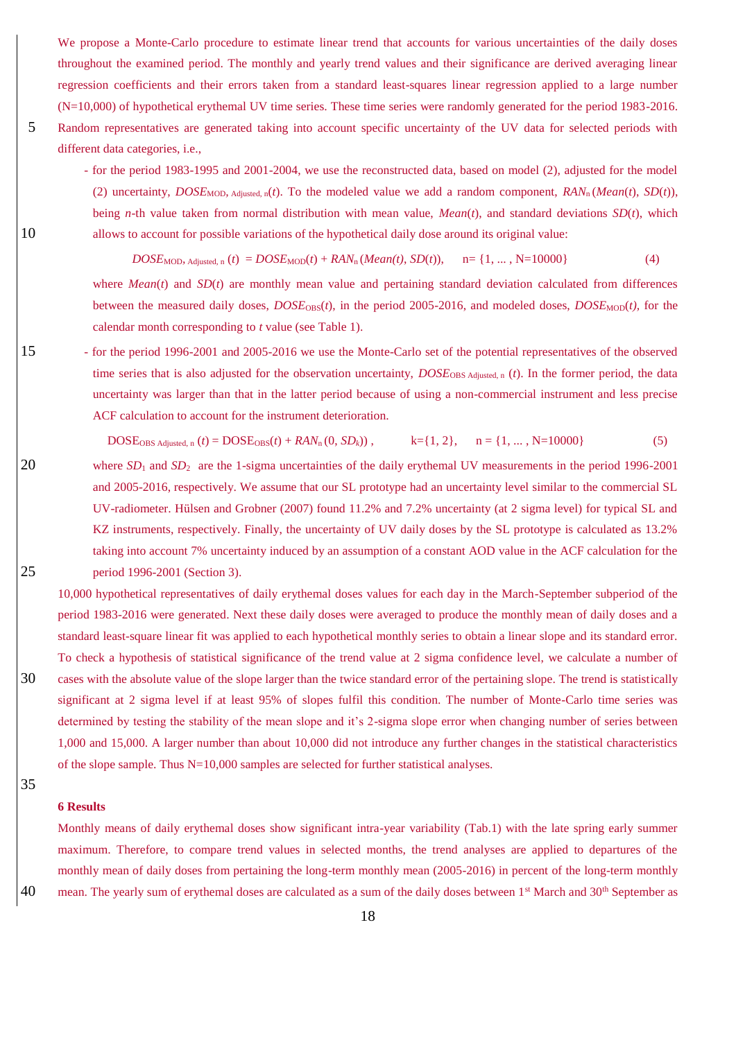We propose a Monte-Carlo procedure to estimate linear trend that accounts for various uncertainties of the daily doses throughout the examined period. The monthly and yearly trend values and their significance are derived averaging linear regression coefficients and their errors taken from a standard least-squares linear regression applied to a large number (N=10,000) of hypothetical erythemal UV time series. These time series were randomly generated for the period 1983-2016. Random representatives are generated taking into account specific uncertainty of the UV data for selected periods with different data categories, i.e.,

- for the period 1983-1995 and 2001-2004, we use the reconstructed data, based on model (2), adjusted for the model (2) uncertainty, $DOSE_{MOD,\ Adjusted,\ n}(t)$. To the modeled value we add a random component, $RAN_n(Mean(t), SD(t))$, being $n$-th value taken from normal distribution with mean value, $Mean(t)$, and standard deviations $SD(t)$, which allows to account for possible variations of the hypothetical daily dose around its original value:

$$DOSE_{MOD,\ Adjusted,\ n}(t) = DOSE_{MOD}(t) + RAN_n(Mean(t), SD(t)), \quad n = \{1, \ldots, N=10000\} \tag{4}$$

  where $Mean(t)$ and $SD(t)$ are monthly mean value and pertaining standard deviation calculated from differences between the measured daily doses, $DOSE_{OBS}(t)$, in the period 2005-2016, and modeled doses, $DOSE_{MOD}(t)$, for the calendar month corresponding to $t$ value (see Table 1).

- for the period 1996-2001 and 2005-2016 we use the Monte-Carlo set of the potential representatives of the observed time series that is also adjusted for the observation uncertainty, $DOSE_{OBS\ Adjusted,\ n}(t)$. In the former period, the data uncertainty was larger than that in the latter period because of using a non-commercial instrument and less precise ACF calculation to account for the instrument deterioration.

$$DOSE_{OBS\ Adjusted,\ n}(t) = DOSE_{OBS}(t) + RAN_n(0, SD_k)), \quad k = \{1, 2\}, \quad n = \{1, \ldots, N=10000\} \tag{5}$$

  where $SD_1$ and $SD_2$ are the 1-sigma uncertainties of the daily erythemal UV measurements in the period 1996-2001 and 2005-2016, respectively. We assume that our SL prototype had an uncertainty level similar to the commercial SL UV-radiometer. Hülsen and Grobner (2007) found 11.2% and 7.2% uncertainty (at 2 sigma level) for typical SL and KZ instruments, respectively. Finally, the uncertainty of UV daily doses by the SL prototype is calculated as 13.2% taking into account 7% uncertainty induced by an assumption of a constant AOD value in the ACF calculation for the period 1996-2001 (Section 3).

10,000 hypothetical representatives of daily erythemal doses values for each day in the March-September subperiod of the period 1983-2016 were generated. Next these daily doses were averaged to produce the monthly mean of daily doses and a standard least-square linear fit was applied to each hypothetical monthly series to obtain a linear slope and its standard error. To check a hypothesis of statistical significance of the trend value at 2 sigma confidence level, we calculate a number of cases with the absolute value of the slope larger than the twice standard error of the pertaining slope. The trend is statistically significant at 2 sigma level if at least 95% of slopes fulfil this condition. The number of Monte-Carlo time series was determined by testing the stability of the mean slope and it's 2-sigma slope error when changing number of series between 1,000 and 15,000. A larger number than about 10,000 did not introduce any further changes in the statistical characteristics of the slope sample. Thus N=10,000 samples are selected for further statistical analyses.

## 6 Results

Monthly means of daily erythemal doses show significant intra-year variability (Tab.1) with the late spring early summer maximum. Therefore, to compare trend values in selected months, the trend analyses are applied to departures of the monthly mean of daily doses from pertaining the long-term monthly mean (2005-2016) in percent of the long-term monthly mean. The yearly sum of erythemal doses are calculated as a sum of the daily doses between 1st March and 30th September as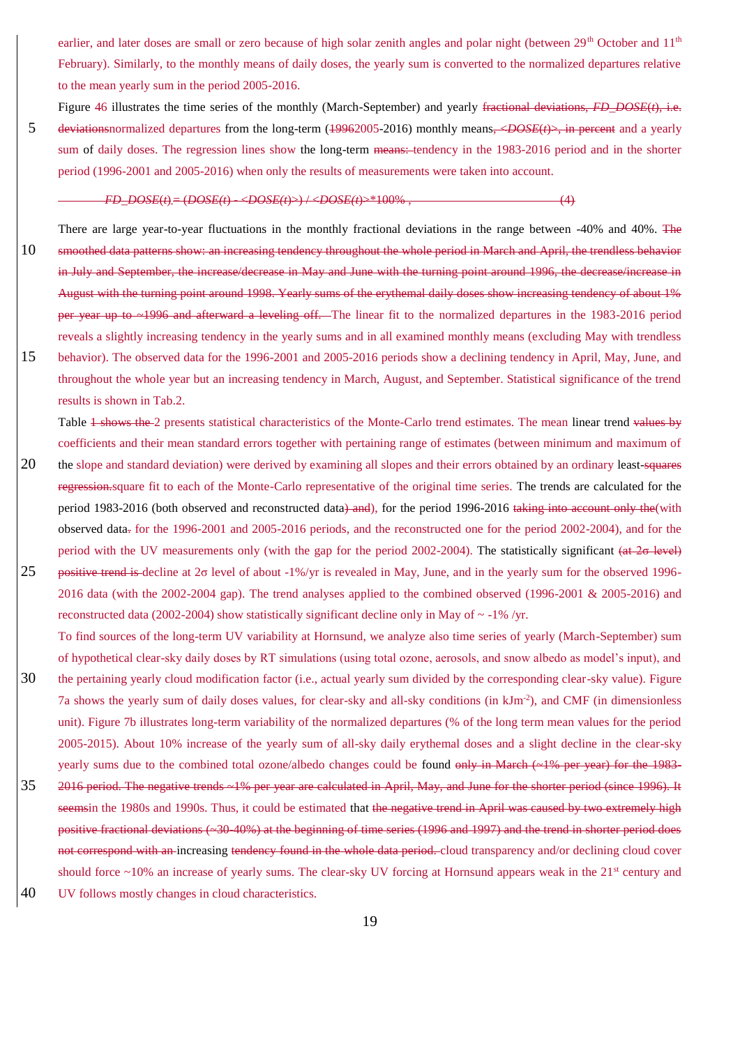earlier, and later doses are small or zero because of high solar zenith angles and polar night (between 29th October and 11th February). Similarly, to the monthly means of daily doses, the yearly sum is converted to the normalized departures relative to the mean yearly sum in the period 2005-2016.

Figure ~~4~~6 illustrates the time series of the monthly (March-September) and yearly ~~fractional deviations, *FD_DOSE*(*t*), i.e. deviations~~normalized departures from the long-term (~~1996~~2005-2016) monthly means~~, <*DOSE*(*t*)>, in percent~~ and a yearly sum of daily doses. The regression lines show the long-term ~~means:~~ tendency in the 1983-2016 period and in the shorter period (1996-2001 and 2005-2016) when only the results of measurements were taken into account.

~~$FD\_DOSE(t) = (DOSE(t) - \langle DOSE(t)\rangle) / \langle DOSE(t)\rangle * 100\%$ , (4)~~

There are large year-to-year fluctuations in the monthly fractional deviations in the range between -40% and 40%. ~~The smoothed data patterns show: an increasing tendency throughout the whole period in March and April, the trendless behavior in July and September, the increase/decrease in May and June with the turning point around 1996, the decrease/increase in August with the turning point around 1998. Yearly sums of the erythemal daily doses show increasing tendency of about 1% per year up to ~1996 and afterward a leveling off.~~ The linear fit to the normalized departures in the 1983-2016 period reveals a slightly increasing tendency in the yearly sums and in all examined monthly means (excluding May with trendless behavior). The observed data for the 1996-2001 and 2005-2016 periods show a declining tendency in April, May, June, and throughout the whole year but an increasing tendency in March, August, and September. Statistical significance of the trend results is shown in Tab.2.

Table ~~1 shows the~~ 2 presents statistical characteristics of the Monte-Carlo trend estimates. The mean linear trend ~~values by~~ coefficients and their mean standard errors together with pertaining range of estimates (between minimum and maximum of the slope and standard deviation) were derived by examining all slopes and their errors obtained by an ordinary least-~~squares regression.~~square fit to each of the Monte-Carlo representative of the original time series. The trends are calculated for the period 1983-2016 (both observed and reconstructed data~~) and~~), for the period 1996-2016 ~~taking into account only the~~(with observed data~~.~~ for the 1996-2001 and 2005-2016 periods, and the reconstructed one for the period 2002-2004), and for the period with the UV measurements only (with the gap for the period 2002-2004). The statistically significant ~~(at 2σ level) positive trend is~~ decline at 2σ level of about -1%/yr is revealed in May, June, and in the yearly sum for the observed 1996-2016 data (with the 2002-2004 gap). The trend analyses applied to the combined observed (1996-2001 & 2005-2016) and reconstructed data (2002-2004) show statistically significant decline only in May of ~ -1% /yr.

To find sources of the long-term UV variability at Hornsund, we analyze also time series of yearly (March-September) sum of hypothetical clear-sky daily doses by RT simulations (using total ozone, aerosols, and snow albedo as model's input), and the pertaining yearly cloud modification factor (i.e., actual yearly sum divided by the corresponding clear-sky value). Figure 7a shows the yearly sum of daily doses values, for clear-sky and all-sky conditions (in kJm$^{-2}$), and CMF (in dimensionless unit). Figure 7b illustrates long-term variability of the normalized departures (% of the long term mean values for the period 2005-2015). About 10% increase of the yearly sum of all-sky daily erythemal doses and a slight decline in the clear-sky yearly sums due to the combined total ozone/albedo changes could be found ~~only in March (~1% per year) for the 1983-2016 period. The negative trends ~1% per year are calculated in April, May, and June for the shorter period (since 1996). It seems~~in the 1980s and 1990s. Thus, it could be estimated that ~~the negative trend in April was caused by two extremely high positive fractional deviations (~30-40%) at the beginning of time series (1996 and 1997) and the trend in shorter period does not correspond with an~~ increasing ~~tendency found in the whole data period.~~ cloud transparency and/or declining cloud cover should force ~10% an increase of yearly sums. The clear-sky UV forcing at Hornsund appears weak in the 21st century and UV follows mostly changes in cloud characteristics.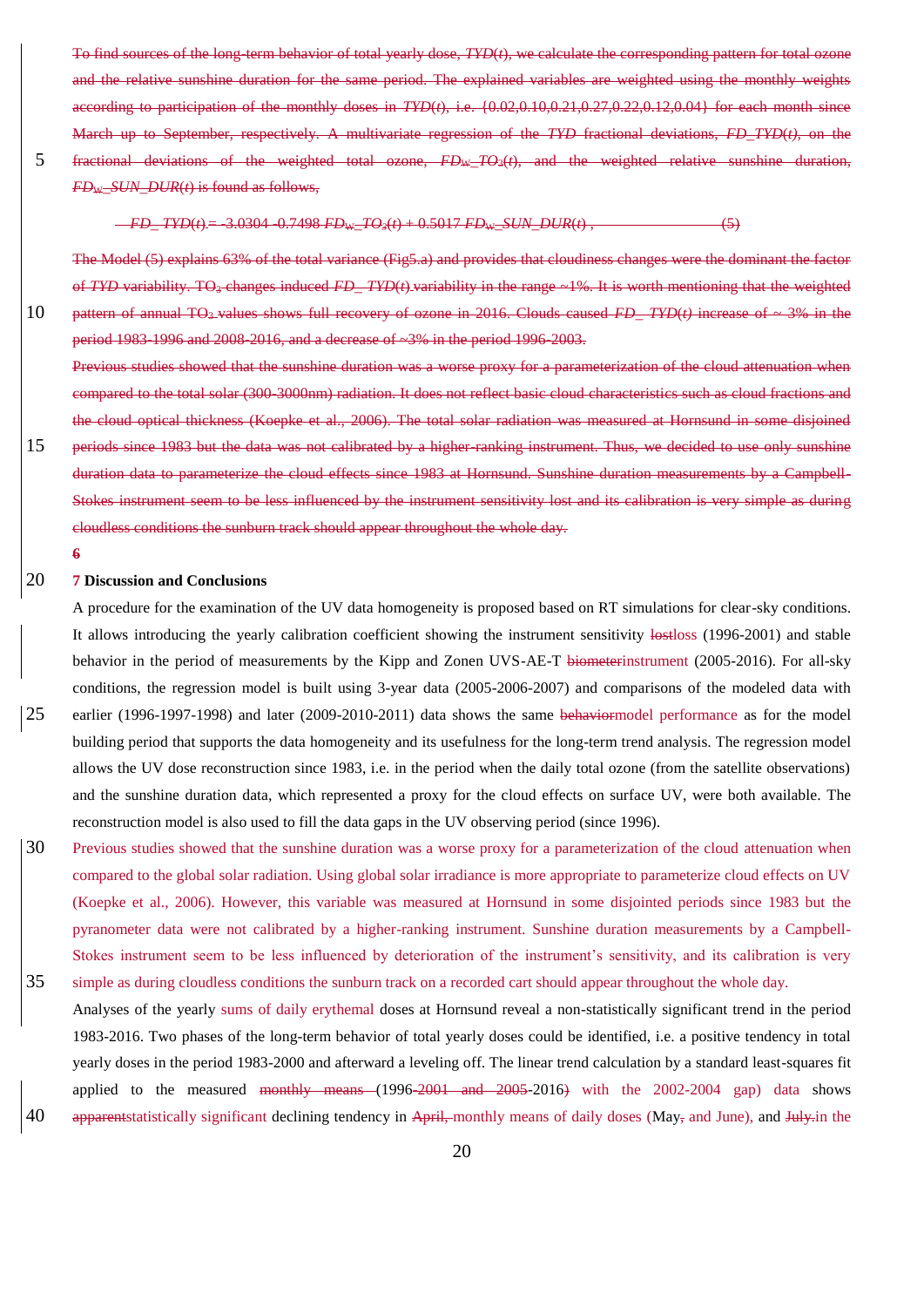To find sources of the long-term behavior of total yearly dose, *TYD*(*t*), we calculate the corresponding pattern for total ozone and the relative sunshine duration for the same period. The explained variables are weighted using the monthly weights according to participation of the monthly doses in *TYD*(*t*), i.e. {0.02,0.10,0.21,0.27,0.22,0.12,0.04} for each month since March up to September, respectively. A multivariate regression of the *TYD* fractional deviations, *FD_TYD*(*t*), on the fractional deviations of the weighted total ozone, $FD_W\_TO_3(t)$, and the weighted relative sunshine duration, $FD_W\_SUN\_DUR(t)$ is found as follows,

$$FD\_TYD(t) = -3.0304 - 0.7498\, FD_W\_TO_3(t) + 0.5017\, FD_W\_SUN\_DUR(t)\,, \qquad (5)$$

The Model (5) explains 63% of the total variance (Fig5.a) and provides that cloudiness changes were the dominant the factor of *TYD* variability. $TO_3$ changes induced *FD_TYD*(*t*) variability in the range ~1%. It is worth mentioning that the weighted pattern of annual $TO_3$ values shows full recovery of ozone in 2016. Clouds caused *FD_TYD*(*t*) increase of ~ 3% in the period 1983-1996 and 2008-2016, and a decrease of ~3% in the period 1996-2003.

Previous studies showed that the sunshine duration was a worse proxy for a parameterization of the cloud attenuation when compared to the total solar (300-3000nm) radiation. It does not reflect basic cloud characteristics such as cloud fractions and the cloud optical thickness (Koepke et al., 2006). The total solar radiation was measured at Hornsund in some disjoined periods since 1983 but the data was not calibrated by a higher-ranking instrument. Thus, we decided to use only sunshine duration data to parameterize the cloud effects since 1983 at Hornsund. Sunshine duration measurements by a Campbell-Stokes instrument seem to be less influenced by the instrument sensitivity lost and its calibration is very simple as during cloudless conditions the sunburn track should appear throughout the whole day.

6

## 7 Discussion and Conclusions

A procedure for the examination of the UV data homogeneity is proposed based on RT simulations for clear-sky conditions. It allows introducing the yearly calibration coefficient showing the instrument sensitivity lostloss (1996-2001) and stable behavior in the period of measurements by the Kipp and Zonen UVS-AE-T biometerinstrument (2005-2016). For all-sky conditions, the regression model is built using 3-year data (2005-2006-2007) and comparisons of the modeled data with earlier (1996-1997-1998) and later (2009-2010-2011) data shows the same behaviormodel performance as for the model building period that supports the data homogeneity and its usefulness for the long-term trend analysis. The regression model allows the UV dose reconstruction since 1983, i.e. in the period when the daily total ozone (from the satellite observations) and the sunshine duration data, which represented a proxy for the cloud effects on surface UV, were both available. The reconstruction model is also used to fill the data gaps in the UV observing period (since 1996).

Previous studies showed that the sunshine duration was a worse proxy for a parameterization of the cloud attenuation when compared to the global solar radiation. Using global solar irradiance is more appropriate to parameterize cloud effects on UV (Koepke et al., 2006). However, this variable was measured at Hornsund in some disjointed periods since 1983 but the pyranometer data were not calibrated by a higher-ranking instrument. Sunshine duration measurements by a Campbell-Stokes instrument seem to be less influenced by deterioration of the instrument's sensitivity, and its calibration is very simple as during cloudless conditions the sunburn track on a recorded cart should appear throughout the whole day.

Analyses of the yearly sums of daily erythemal doses at Hornsund reveal a non-statistically significant trend in the period 1983-2016. Two phases of the long-term behavior of total yearly doses could be identified, i.e. a positive tendency in total yearly doses in the period 1983-2000 and afterward a leveling off. The linear trend calculation by a standard least-squares fit applied to the measured monthly means (1996-2001 and 2005-2016) with the 2002-2004 gap) data shows apparentstatistically significant declining tendency in April, monthly means of daily doses (May, and June), and July.in the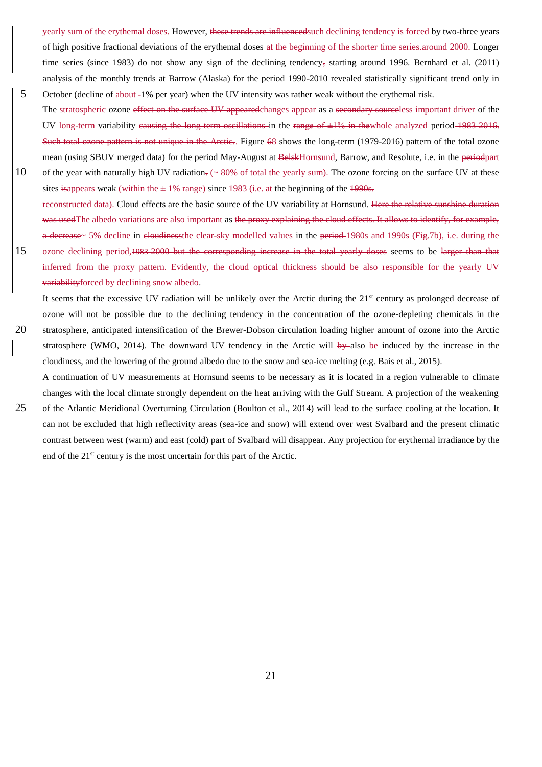yearly sum of the erythemal doses. However, ~~these trends are influenced~~such declining tendency is forced by two-three years of high positive fractional deviations of the erythemal doses ~~at the beginning of the shorter time series.~~around 2000. Longer time series (since 1983) do not show any sign of the declining tendency~~,~~ starting around 1996. Bernhard et al. (2011) analysis of the monthly trends at Barrow (Alaska) for the period 1990-2010 revealed statistically significant trend only in October (decline of about -1% per year) when the UV intensity was rather weak without the erythemal risk.

The stratospheric ozone ~~effect on the surface UV appeared~~changes appear as a ~~secondary source~~less important driver of the UV long-term variability ~~causing the long-term oscillations~~ in the ~~range of ±1% in the~~whole analyzed period ~~1983-2016. Such total ozone pattern is not unique in the Arctic.~~. Figure ~~6~~8 shows the long-term (1979-2016) pattern of the total ozone mean (using SBUV merged data) for the period May-August at ~~Belsk~~Hornsund, Barrow, and Resolute, i.e. in the ~~period~~part of the year with naturally high UV radiation~~.~~ (~ 80% of total the yearly sum). The ozone forcing on the surface UV at these sites ~~is~~appears weak (within the ± 1% range) since 1983 (i.e. at the beginning of the ~~1990s.~~ reconstructed data). Cloud effects are the basic source of the UV variability at Hornsund. ~~Here the relative sunshine duration was used~~The albedo variations are also important as ~~the proxy explaining the cloud effects. It allows to identify, for example, a decrease~~ ~ 5% decline in ~~cloudiness~~the clear-sky modelled values in the ~~period~~ 1980s and 1990s (Fig.7b), i.e. during the ozone declining period,~~1983-2000 but the corresponding increase in the total yearly doses~~ seems to be ~~larger than that inferred from the proxy pattern. Evidently, the cloud optical thickness should be also responsible for the yearly UV variability~~forced by declining snow albedo.

It seems that the excessive UV radiation will be unlikely over the Arctic during the 21st century as prolonged decrease of ozone will not be possible due to the declining tendency in the concentration of the ozone-depleting chemicals in the stratosphere, anticipated intensification of the Brewer-Dobson circulation loading higher amount of ozone into the Arctic stratosphere (WMO, 2014). The downward UV tendency in the Arctic will ~~by~~ also be induced by the increase in the cloudiness, and the lowering of the ground albedo due to the snow and sea-ice melting (e.g. Bais et al., 2015).

A continuation of UV measurements at Hornsund seems to be necessary as it is located in a region vulnerable to climate changes with the local climate strongly dependent on the heat arriving with the Gulf Stream. A projection of the weakening of the Atlantic Meridional Overturning Circulation (Boulton et al., 2014) will lead to the surface cooling at the location. It can not be excluded that high reflectivity areas (sea-ice and snow) will extend over west Svalbard and the present climatic contrast between west (warm) and east (cold) part of Svalbard will disappear. Any projection for erythemal irradiance by the end of the 21st century is the most uncertain for this part of the Arctic.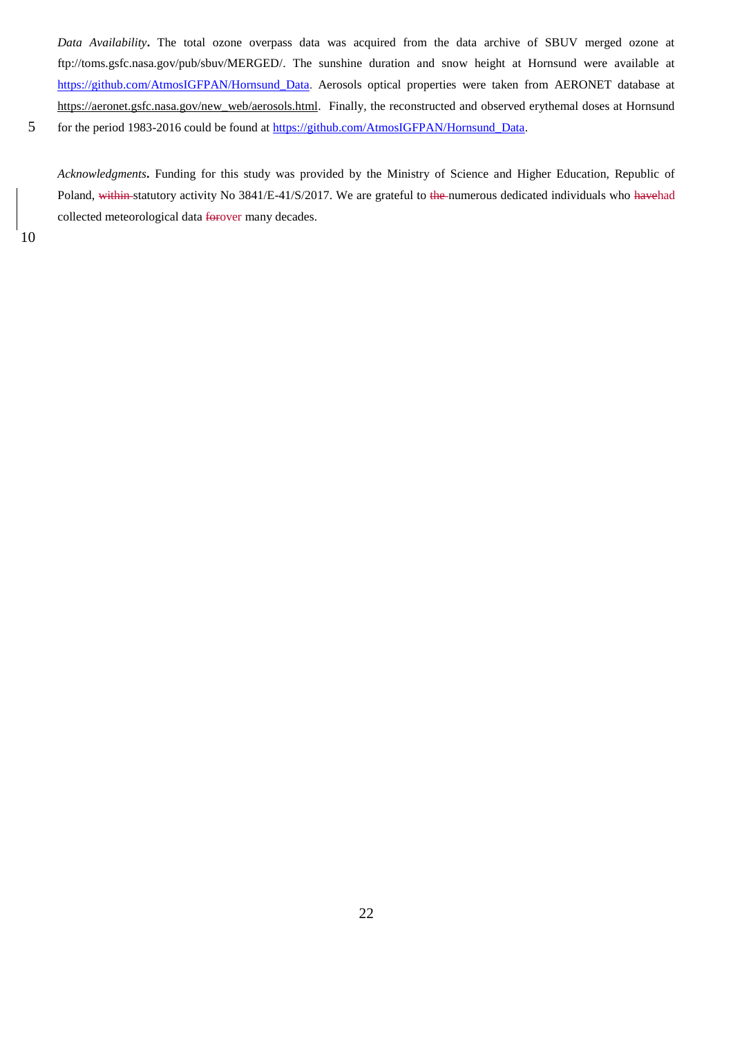*Data Availability***.** The total ozone overpass data was acquired from the data archive of SBUV merged ozone at ftp://toms.gsfc.nasa.gov/pub/sbuv/MERGED/. The sunshine duration and snow height at Hornsund were available at https://github.com/AtmosIGFPAN/Hornsund_Data. Aerosols optical properties were taken from AERONET database at https://aeronet.gsfc.nasa.gov/new_web/aerosols.html. Finally, the reconstructed and observed erythemal doses at Hornsund for the period 1983-2016 could be found at https://github.com/AtmosIGFPAN/Hornsund_Data.

*Acknowledgments***.** Funding for this study was provided by the Ministry of Science and Higher Education, Republic of Poland, ~~within~~ statutory activity No 3841/E-41/S/2017. We are grateful to ~~the~~ numerous dedicated individuals who ~~have~~had collected meteorological data ~~for~~over many decades.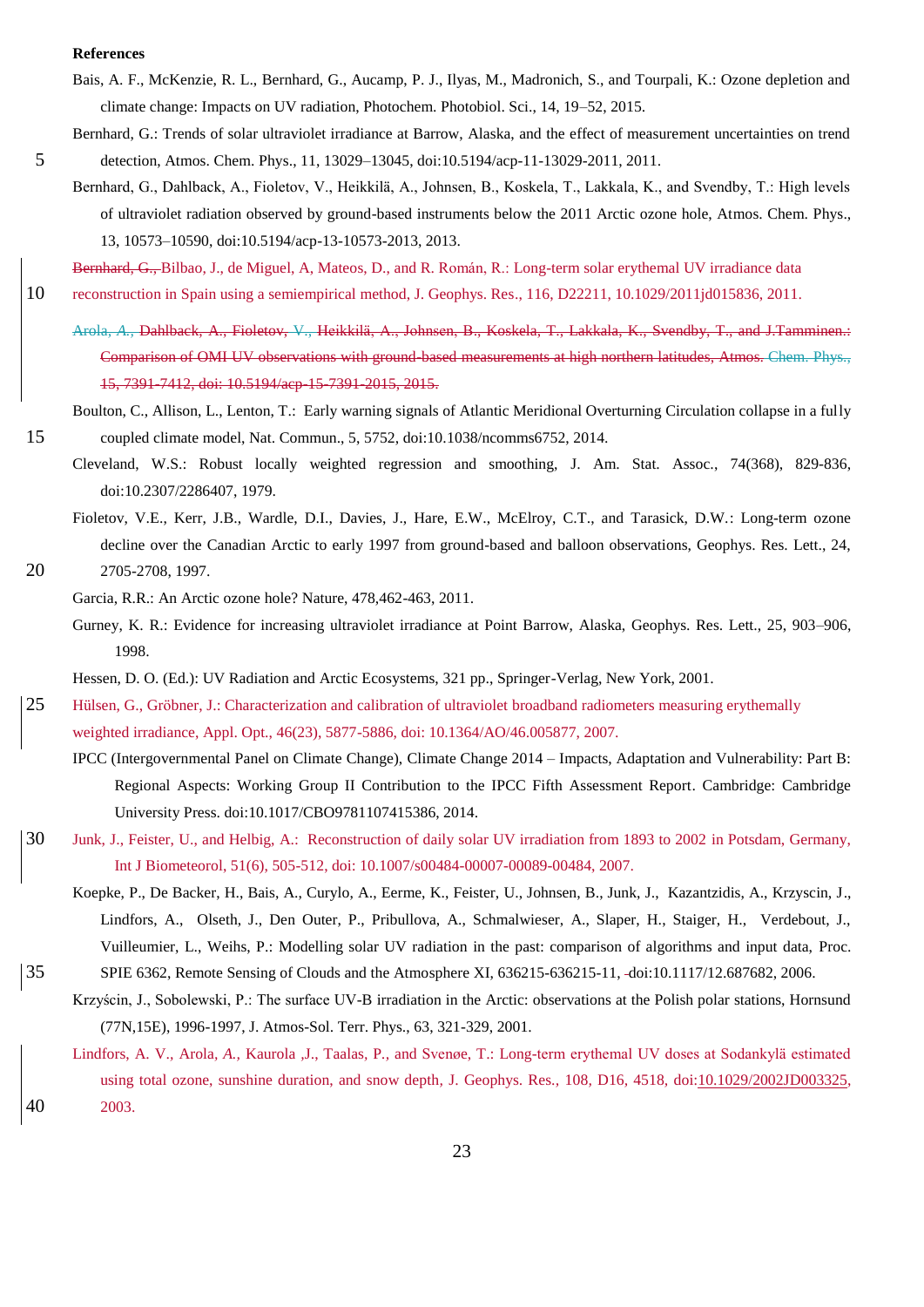**References**

Bais, A. F., McKenzie, R. L., Bernhard, G., Aucamp, P. J., Ilyas, M., Madronich, S., and Tourpali, K.: Ozone depletion and climate change: Impacts on UV radiation, Photochem. Photobiol. Sci., 14, 19–52, 2015.

Bernhard, G.: Trends of solar ultraviolet irradiance at Barrow, Alaska, and the effect of measurement uncertainties on trend detection, Atmos. Chem. Phys., 11, 13029–13045, doi:10.5194/acp-11-13029-2011, 2011.

Bernhard, G., Dahlback, A., Fioletov, V., Heikkilä, A., Johnsen, B., Koskela, T., Lakkala, K., and Svendby, T.: High levels of ultraviolet radiation observed by ground-based instruments below the 2011 Arctic ozone hole, Atmos. Chem. Phys., 13, 10573–10590, doi:10.5194/acp-13-10573-2013, 2013.

~~Bernhard, G.,~~ Bilbao, J., de Miguel, A, Mateos, D., and R. Román, R.: Long-term solar erythemal UV irradiance data reconstruction in Spain using a semiempirical method, J. Geophys. Res., 116, D22211, 10.1029/2011jd015836, 2011.

~~Arola, A., Dahlback, A., Fioletov, V., Heikkilä, A., Johnsen, B., Koskela, T., Lakkala, K., Svendby, T., and J.Tamminen.: Comparison of OMI UV observations with ground-based measurements at high northern latitudes, Atmos. Chem. Phys., 15, 7391-7412, doi: 10.5194/acp-15-7391-2015, 2015.~~

Boulton, C., Allison, L., Lenton, T.: Early warning signals of Atlantic Meridional Overturning Circulation collapse in a fully coupled climate model, Nat. Commun., 5, 5752, doi:10.1038/ncomms6752, 2014.

Cleveland, W.S.: Robust locally weighted regression and smoothing, J. Am. Stat. Assoc., 74(368), 829-836, doi:10.2307/2286407, 1979.

Fioletov, V.E., Kerr, J.B., Wardle, D.I., Davies, J., Hare, E.W., McElroy, C.T., and Tarasick, D.W.: Long-term ozone decline over the Canadian Arctic to early 1997 from ground-based and balloon observations, Geophys. Res. Lett., 24, 2705-2708, 1997.

Garcia, R.R.: An Arctic ozone hole? Nature, 478,462-463, 2011.

Gurney, K. R.: Evidence for increasing ultraviolet irradiance at Point Barrow, Alaska, Geophys. Res. Lett., 25, 903–906, 1998.

Hessen, D. O. (Ed.): UV Radiation and Arctic Ecosystems, 321 pp., Springer-Verlag, New York, 2001.

Hülsen, G., Gröbner, J.: Characterization and calibration of ultraviolet broadband radiometers measuring erythemally weighted irradiance, Appl. Opt., 46(23), 5877-5886, doi: 10.1364/AO/46.005877, 2007.

IPCC (Intergovernmental Panel on Climate Change), Climate Change 2014 – Impacts, Adaptation and Vulnerability: Part B: Regional Aspects: Working Group II Contribution to the IPCC Fifth Assessment Report. Cambridge: Cambridge University Press. doi:10.1017/CBO9781107415386, 2014.

Junk, J., Feister, U., and Helbig, A.: Reconstruction of daily solar UV irradiation from 1893 to 2002 in Potsdam, Germany, Int J Biometeorol, 51(6), 505-512, doi: 10.1007/s00484-00007-00089-00484, 2007.

Koepke, P., De Backer, H., Bais, A., Curylo, A., Eerme, K., Feister, U., Johnsen, B., Junk, J., Kazantzidis, A., Krzyscin, J., Lindfors, A., Olseth, J., Den Outer, P., Pribullova, A., Schmalwieser, A., Slaper, H., Staiger, H., Verdebout, J., Vuilleumier, L., Weihs, P.: Modelling solar UV radiation in the past: comparison of algorithms and input data, Proc. SPIE 6362, Remote Sensing of Clouds and the Atmosphere XI, 636215-636215-11, doi:10.1117/12.687682, 2006.

Krzyścin, J., Sobolewski, P.: The surface UV-B irradiation in the Arctic: observations at the Polish polar stations, Hornsund (77N,15E), 1996-1997, J. Atmos-Sol. Terr. Phys., 63, 321-329, 2001.

Lindfors, A. V., Arola, A., Kaurola ,J., Taalas, P., and Svenøe, T.: Long-term erythemal UV doses at Sodankylä estimated using total ozone, sunshine duration, and snow depth, J. Geophys. Res., 108, D16, 4518, doi:10.1029/2002JD003325, 2003.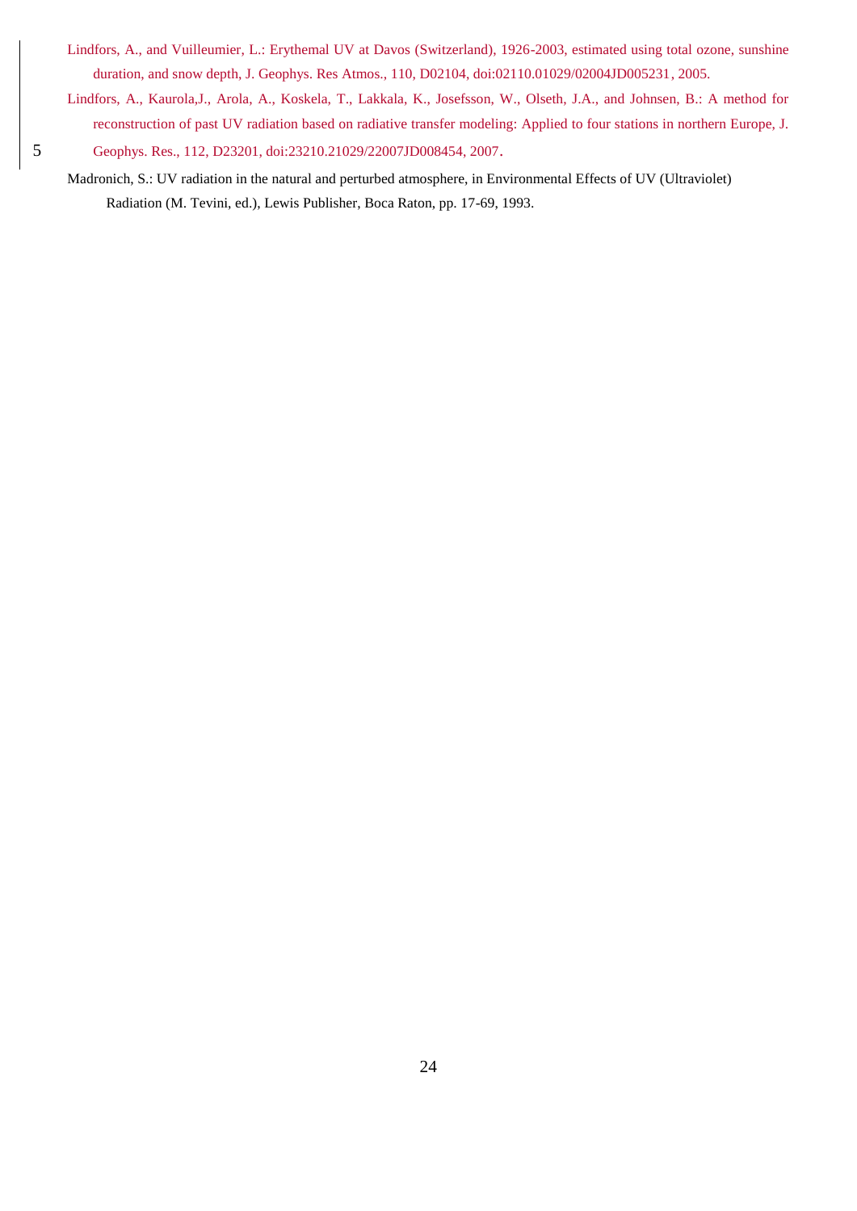Lindfors, A., and Vuilleumier, L.: Erythemal UV at Davos (Switzerland), 1926-2003, estimated using total ozone, sunshine duration, and snow depth, J. Geophys. Res Atmos., 110, D02104, doi:02110.01029/02004JD005231, 2005.

Lindfors, A., Kaurola,J., Arola, A., Koskela, T., Lakkala, K., Josefsson, W., Olseth, J.A., and Johnsen, B.: A method for reconstruction of past UV radiation based on radiative transfer modeling: Applied to four stations in northern Europe, J. Geophys. Res., 112, D23201, doi:23210.21029/22007JD008454, 2007.

Madronich, S.: UV radiation in the natural and perturbed atmosphere, in Environmental Effects of UV (Ultraviolet) Radiation (M. Tevini, ed.), Lewis Publisher, Boca Raton, pp. 17-69, 1993.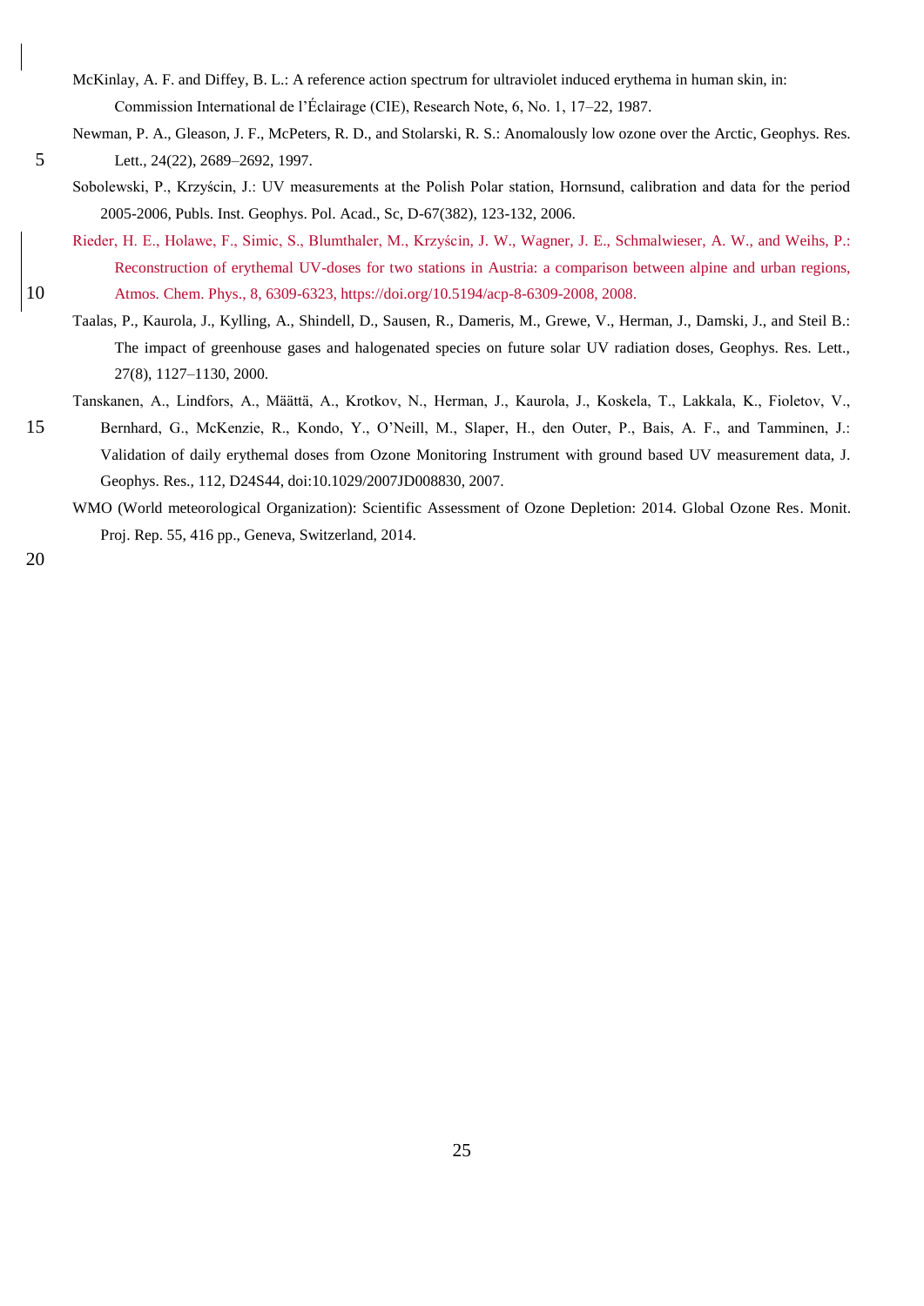McKinlay, A. F. and Diffey, B. L.: A reference action spectrum for ultraviolet induced erythema in human skin, in: Commission International de l'Éclairage (CIE), Research Note, 6, No. 1, 17–22, 1987.

Newman, P. A., Gleason, J. F., McPeters, R. D., and Stolarski, R. S.: Anomalously low ozone over the Arctic, Geophys. Res. Lett., 24(22), 2689–2692, 1997.

Sobolewski, P., Krzyścin, J.: UV measurements at the Polish Polar station, Hornsund, calibration and data for the period 2005-2006, Publs. Inst. Geophys. Pol. Acad., Sc, D-67(382), 123-132, 2006.

Rieder, H. E., Holawe, F., Simic, S., Blumthaler, M., Krzyścin, J. W., Wagner, J. E., Schmalwieser, A. W., and Weihs, P.: Reconstruction of erythemal UV-doses for two stations in Austria: a comparison between alpine and urban regions, Atmos. Chem. Phys., 8, 6309-6323, https://doi.org/10.5194/acp-8-6309-2008, 2008.

Taalas, P., Kaurola, J., Kylling, A., Shindell, D., Sausen, R., Dameris, M., Grewe, V., Herman, J., Damski, J., and Steil B.: The impact of greenhouse gases and halogenated species on future solar UV radiation doses, Geophys. Res. Lett., 27(8), 1127–1130, 2000.

Tanskanen, A., Lindfors, A., Määttä, A., Krotkov, N., Herman, J., Kaurola, J., Koskela, T., Lakkala, K., Fioletov, V., Bernhard, G., McKenzie, R., Kondo, Y., O'Neill, M., Slaper, H., den Outer, P., Bais, A. F., and Tamminen, J.: Validation of daily erythemal doses from Ozone Monitoring Instrument with ground based UV measurement data, J. Geophys. Res., 112, D24S44, doi:10.1029/2007JD008830, 2007.

WMO (World meteorological Organization): Scientific Assessment of Ozone Depletion: 2014. Global Ozone Res. Monit. Proj. Rep. 55, 416 pp., Geneva, Switzerland, 2014.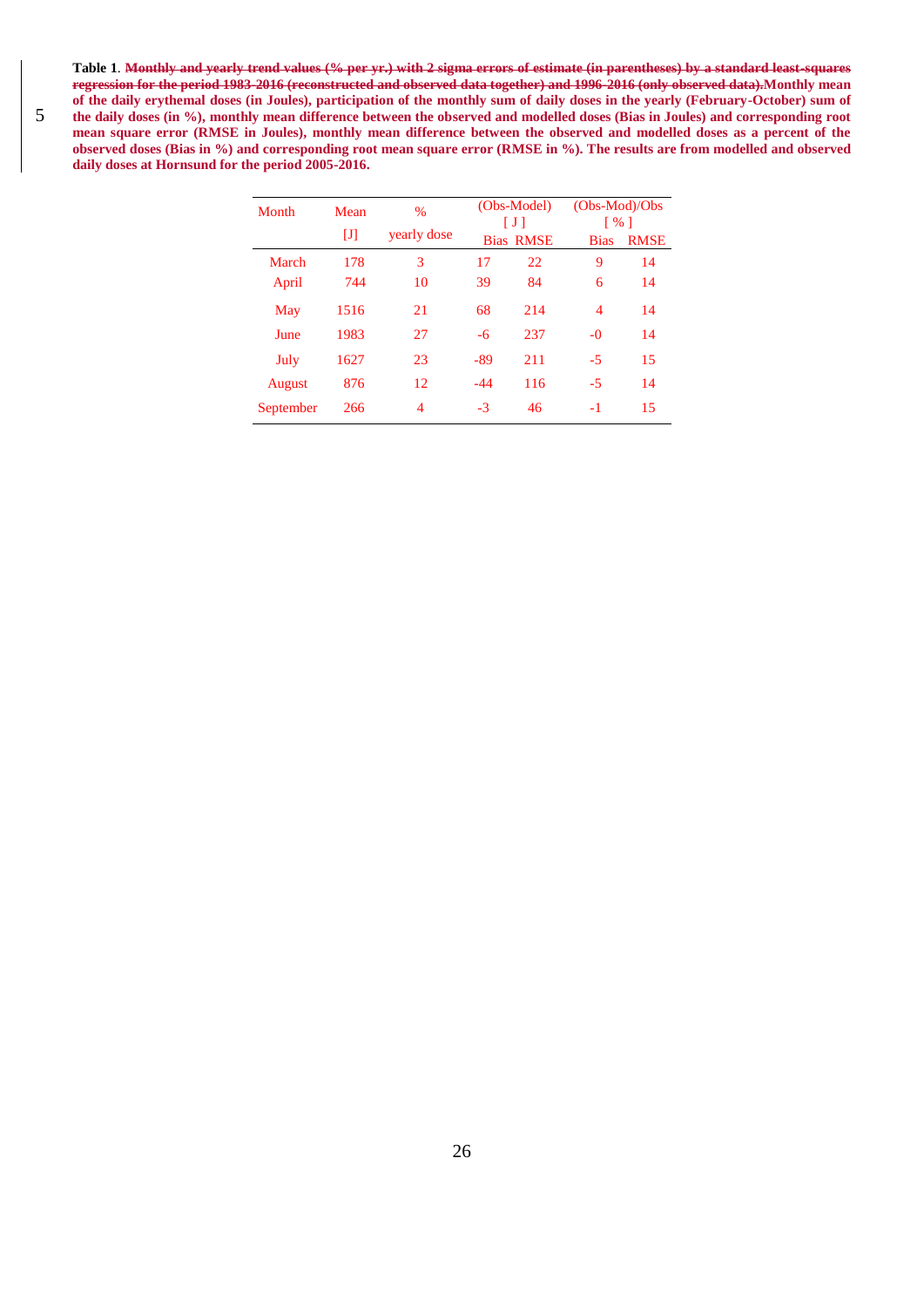**Table 1**. ~~**Monthly and yearly trend values (% per yr.) with 2 sigma errors of estimate (in parentheses) by a standard least-squares regression for the period 1983-2016 (reconstructed and observed data together) and 1996-2016 (only observed data).**~~**Monthly mean of the daily erythemal doses (in Joules), participation of the monthly sum of daily doses in the yearly (February-October) sum of the daily doses (in %), monthly mean difference between the observed and modelled doses (Bias in Joules) and corresponding root mean square error (RMSE in Joules), monthly mean difference between the observed and modelled doses as a percent of the observed doses (Bias in %) and corresponding root mean square error (RMSE in %). The results are from modelled and observed daily doses at Hornsund for the period 2005-2016.**

| Month | Mean [J] | % yearly dose | (Obs-Model) [ J ] | | (Obs-Mod)/Obs [ % ] | |
|---|---|---|---|---|---|---|
| | | | Bias | RMSE | Bias | RMSE |
| March | 178 | 3 | 17 | 22 | 9 | 14 |
| April | 744 | 10 | 39 | 84 | 6 | 14 |
| May | 1516 | 21 | 68 | 214 | 4 | 14 |
| June | 1983 | 27 | -6 | 237 | -0 | 14 |
| July | 1627 | 23 | -89 | 211 | -5 | 15 |
| August | 876 | 12 | -44 | 116 | -5 | 14 |
| September | 266 | 4 | -3 | 46 | -1 | 15 |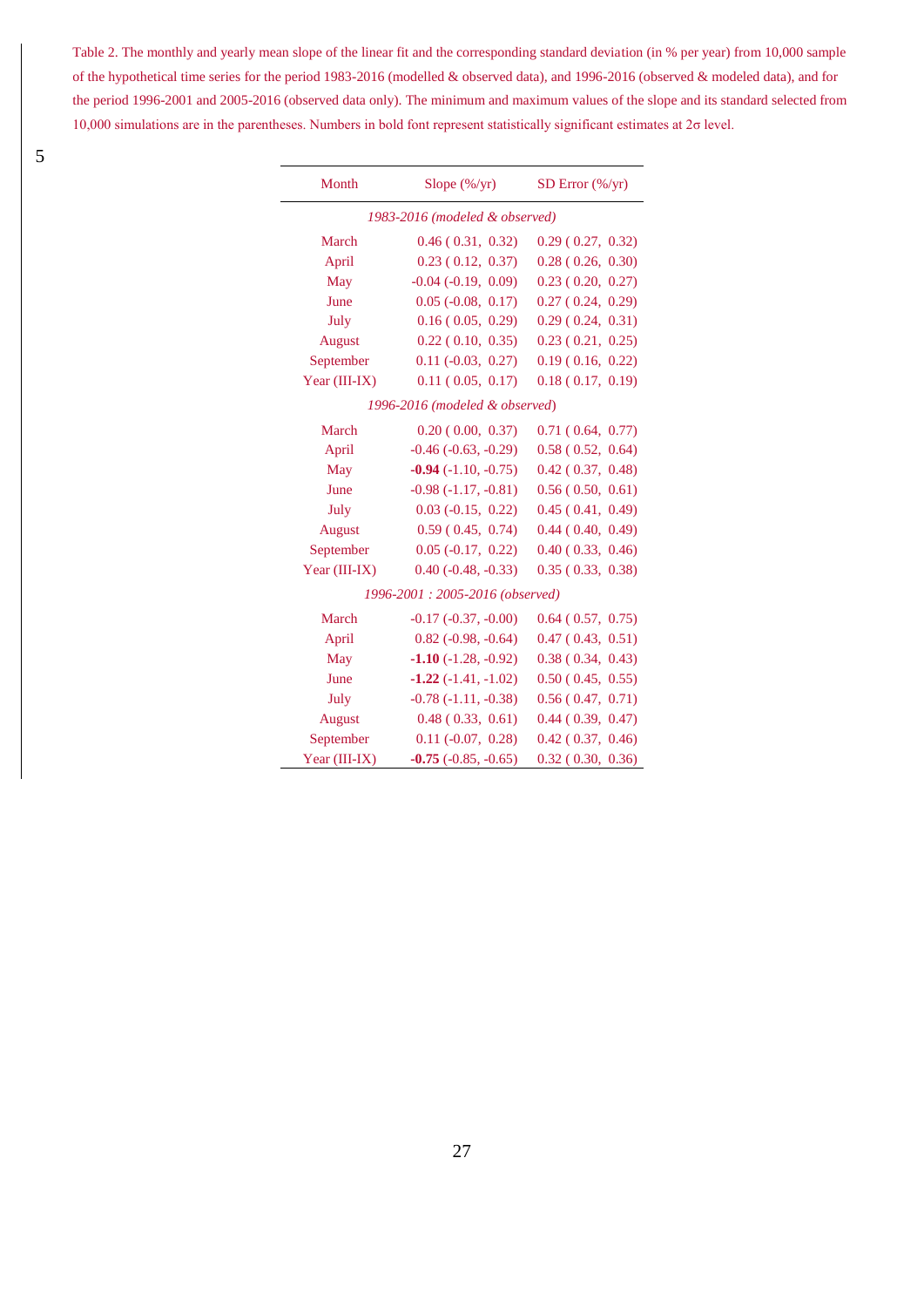Table 2. The monthly and yearly mean slope of the linear fit and the corresponding standard deviation (in % per year) from 10,000 sample of the hypothetical time series for the period 1983-2016 (modelled & observed data), and 1996-2016 (observed & modeled data), and for the period 1996-2001 and 2005-2016 (observed data only). The minimum and maximum values of the slope and its standard selected from 10,000 simulations are in the parentheses. Numbers in bold font represent statistically significant estimates at 2σ level.

| Month | Slope (%/yr) | SD Error (%/yr) |
|---|---|---|
| *1983-2016 (modeled & observed)* | | |
| March | 0.46 ( 0.31, 0.32) | 0.29 ( 0.27, 0.32) |
| April | 0.23 ( 0.12, 0.37) | 0.28 ( 0.26, 0.30) |
| May | -0.04 (-0.19, 0.09) | 0.23 ( 0.20, 0.27) |
| June | 0.05 (-0.08, 0.17) | 0.27 ( 0.24, 0.29) |
| July | 0.16 ( 0.05, 0.29) | 0.29 ( 0.24, 0.31) |
| August | 0.22 ( 0.10, 0.35) | 0.23 ( 0.21, 0.25) |
| September | 0.11 (-0.03, 0.27) | 0.19 ( 0.16, 0.22) |
| Year (III-IX) | 0.11 ( 0.05, 0.17) | 0.18 ( 0.17, 0.19) |
| *1996-2016 (modeled & observed)* | | |
| March | 0.20 ( 0.00, 0.37) | 0.71 ( 0.64, 0.77) |
| April | -0.46 (-0.63, -0.29) | 0.58 ( 0.52, 0.64) |
| May | **-0.94** (-1.10, -0.75) | 0.42 ( 0.37, 0.48) |
| June | -0.98 (-1.17, -0.81) | 0.56 ( 0.50, 0.61) |
| July | 0.03 (-0.15, 0.22) | 0.45 ( 0.41, 0.49) |
| August | 0.59 ( 0.45, 0.74) | 0.44 ( 0.40, 0.49) |
| September | 0.05 (-0.17, 0.22) | 0.40 ( 0.33, 0.46) |
| Year (III-IX) | 0.40 (-0.48, -0.33) | 0.35 ( 0.33, 0.38) |
| *1996-2001 : 2005-2016 (observed)* | | |
| March | -0.17 (-0.37, -0.00) | 0.64 ( 0.57, 0.75) |
| April | 0.82 (-0.98, -0.64) | 0.47 ( 0.43, 0.51) |
| May | **-1.10** (-1.28, -0.92) | 0.38 ( 0.34, 0.43) |
| June | **-1.22** (-1.41, -1.02) | 0.50 ( 0.45, 0.55) |
| July | -0.78 (-1.11, -0.38) | 0.56 ( 0.47, 0.71) |
| August | 0.48 ( 0.33, 0.61) | 0.44 ( 0.39, 0.47) |
| September | 0.11 (-0.07, 0.28) | 0.42 ( 0.37, 0.46) |
| Year (III-IX) | **-0.75** (-0.85, -0.65) | 0.32 ( 0.30, 0.36) |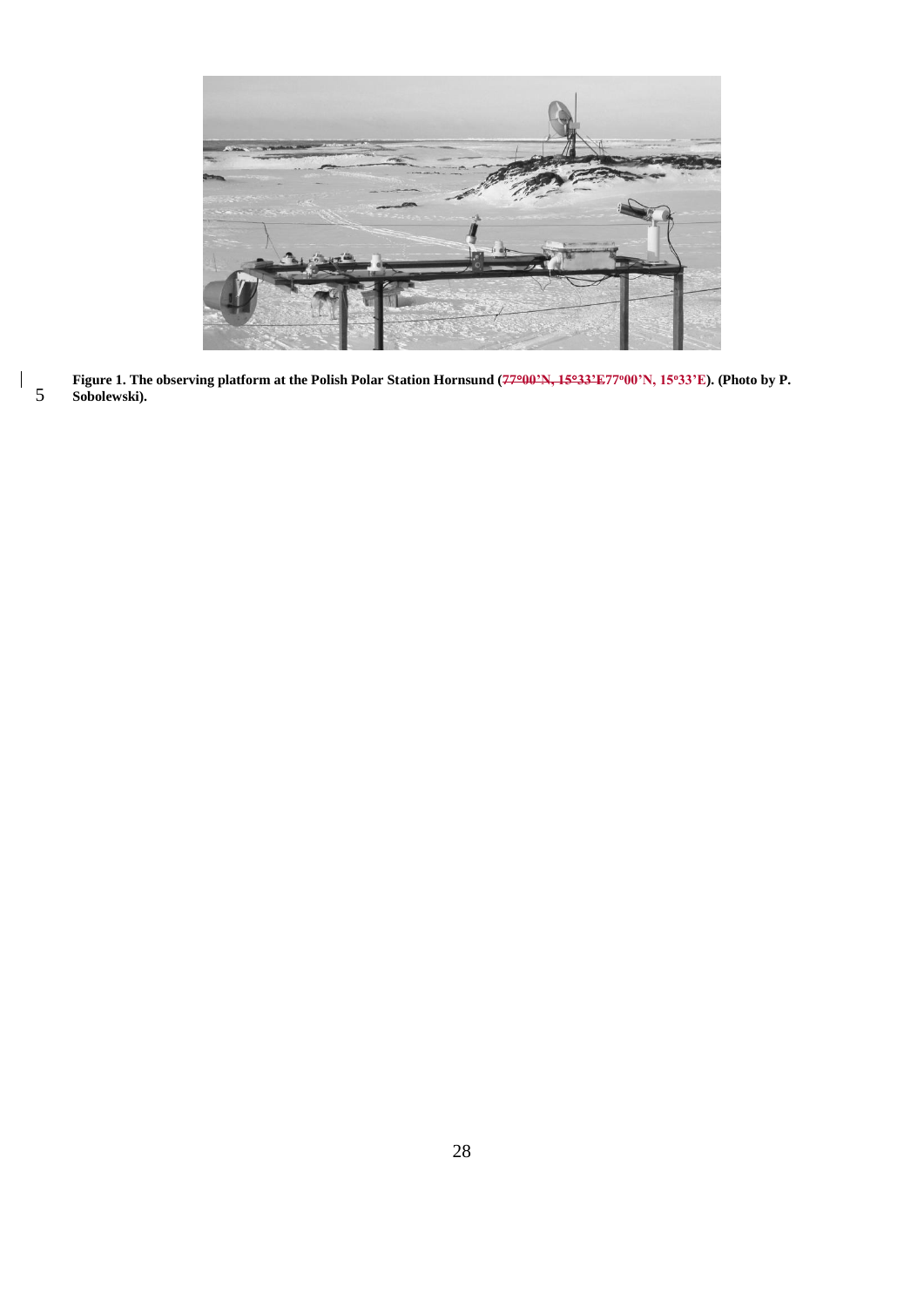**Figure 1. The observing platform at the Polish Polar Station Hornsund (~~77°00'N, 15°33'E~~77°00'N, 15°33'E). (Photo by P. Sobolewski).**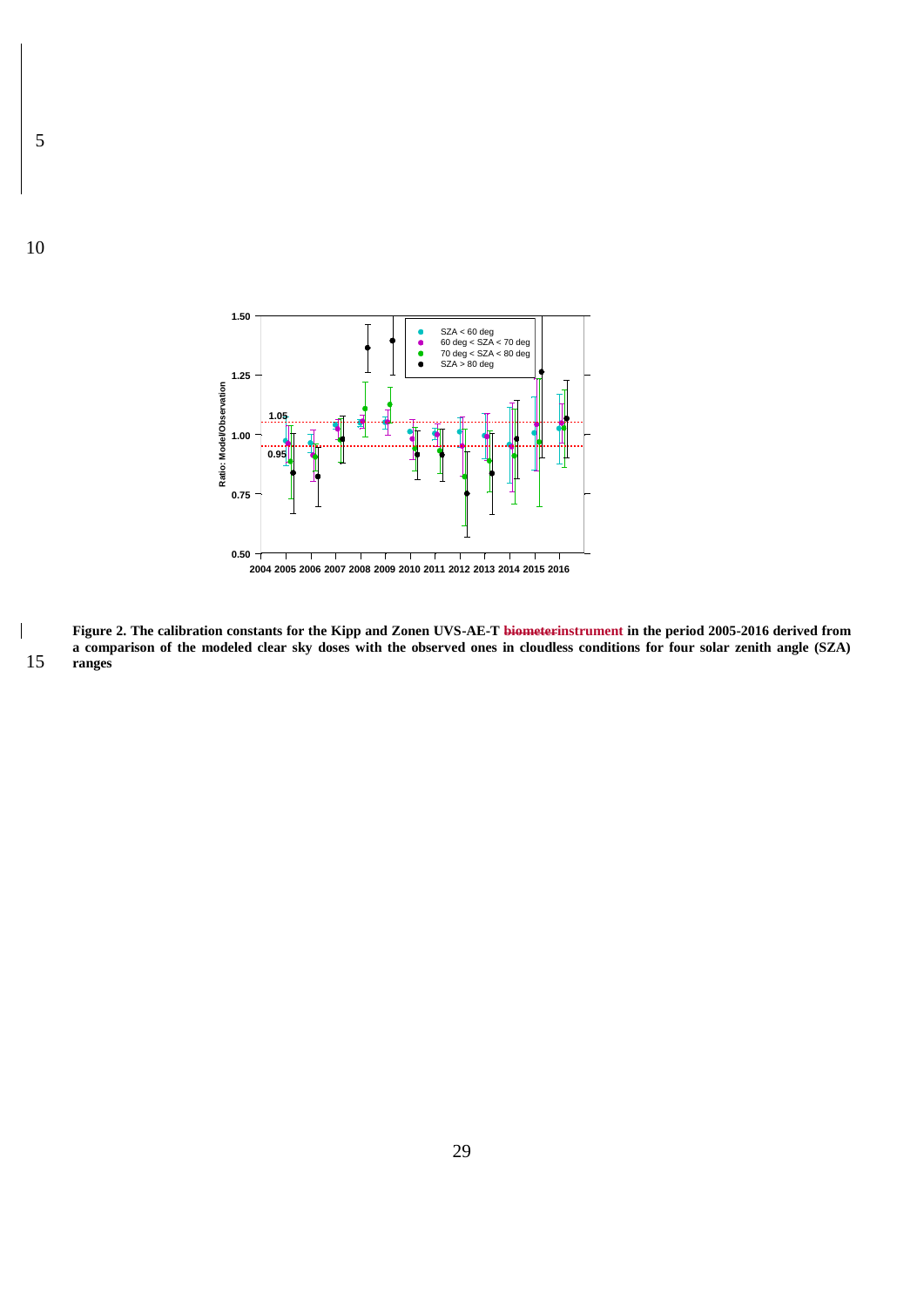**Figure 2. The calibration constants for the Kipp and Zonen UVS-AE-T ~~biometer~~instrument in the period 2005-2016 derived from a comparison of the modeled clear sky doses with the observed ones in cloudless conditions for four solar zenith angle (SZA) ranges**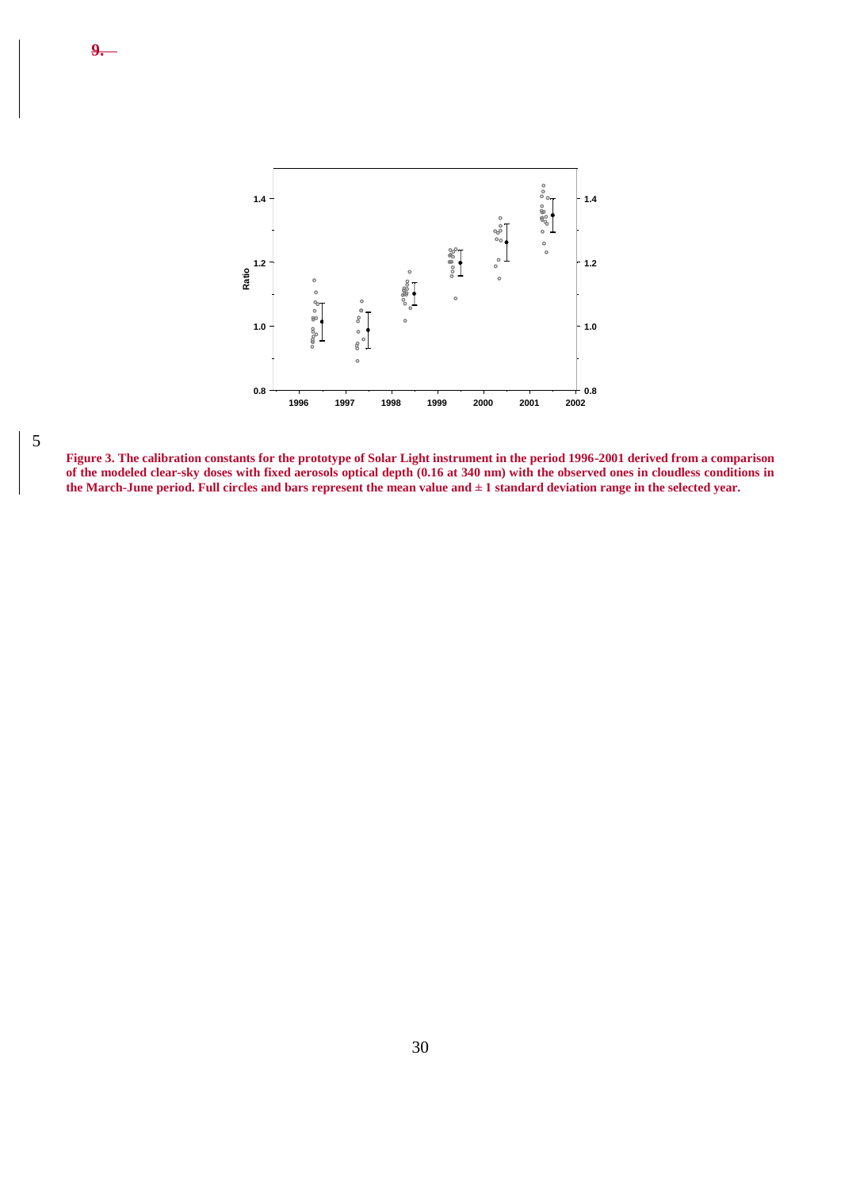**9.**

**Figure 3. The calibration constants for the prototype of Solar Light instrument in the period 1996-2001 derived from a comparison of the modeled clear-sky doses with fixed aerosols optical depth (0.16 at 340 nm) with the observed ones in cloudless conditions in the March-June period. Full circles and bars represent the mean value and ± 1 standard deviation range in the selected year.**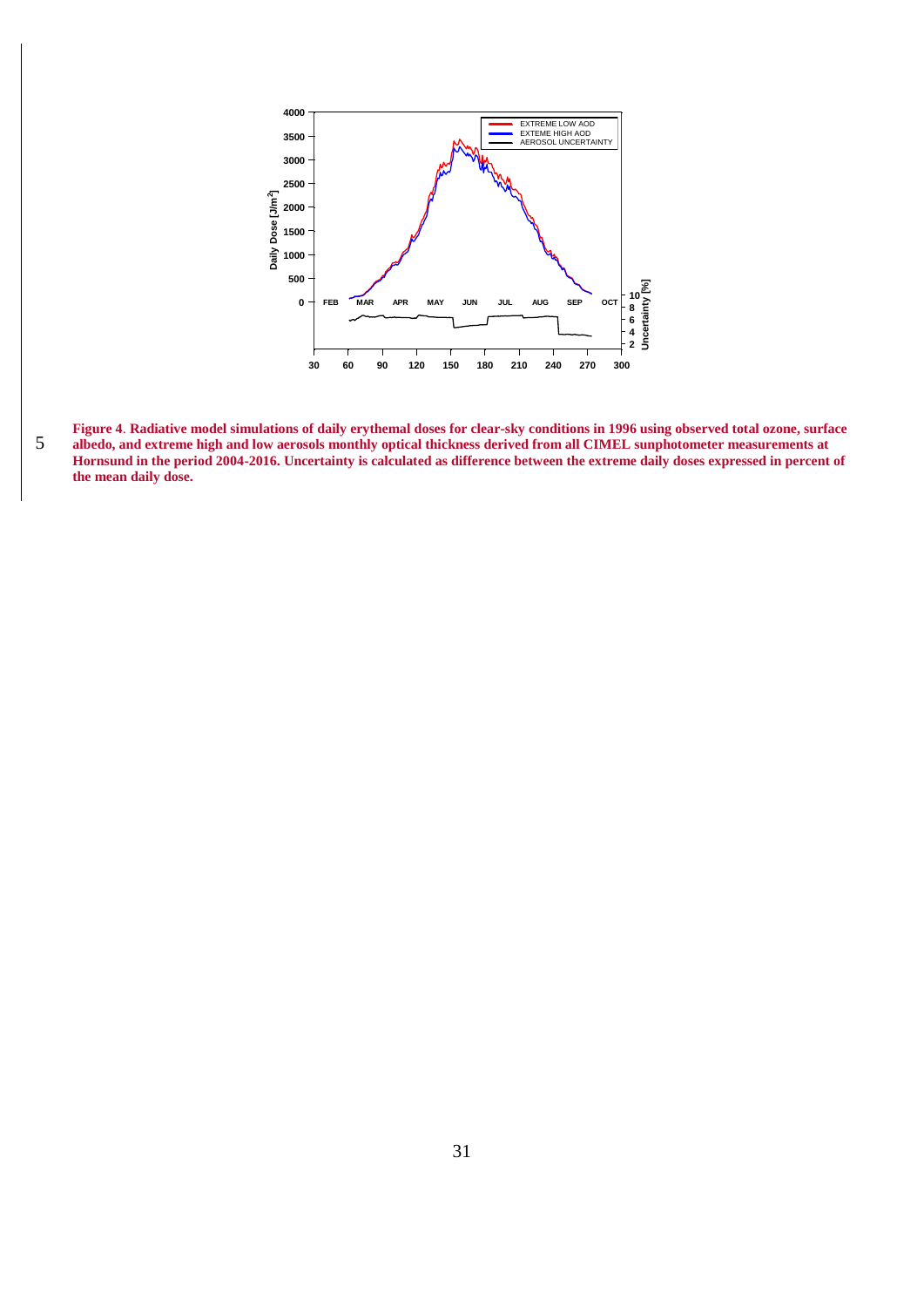**Figure 4**. **Radiative model simulations of daily erythemal doses for clear-sky conditions in 1996 using observed total ozone, surface albedo, and extreme high and low aerosols monthly optical thickness derived from all CIMEL sunphotometer measurements at Hornsund in the period 2004-2016. Uncertainty is calculated as difference between the extreme daily doses expressed in percent of the mean daily dose.**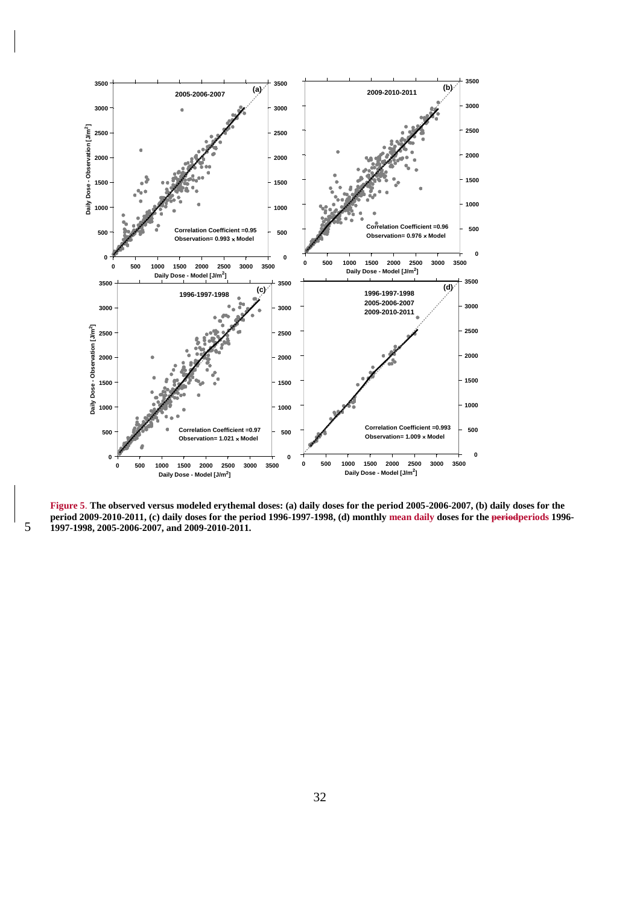**Figure 5**. **The observed versus modeled erythemal doses: (a) daily doses for the period 2005-2006-2007, (b) daily doses for the period 2009-2010-2011, (c) daily doses for the period 1996-1997-1998, (d) monthly mean daily doses for the ~~period~~periods 1996-1997-1998, 2005-2006-2007, and 2009-2010-2011.**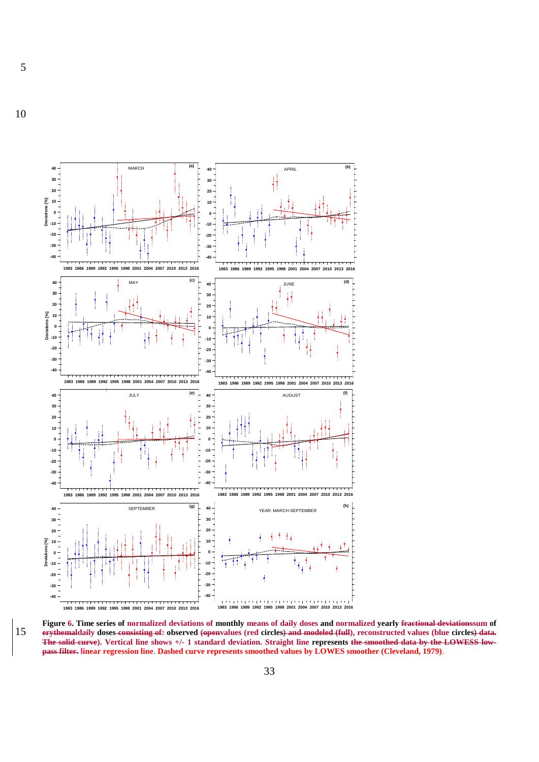Figure 6. Time series of normalized deviations of monthly means of daily doses and normalized yearly ~~fractional deviations~~sum of ~~erythemal~~daily doses ~~consisting of~~: observed ~~(open~~values (red circles~~) and modeled (full~~), reconstructed values (blue circles~~) data. The solid curve~~). Vertical line shows +/- 1 standard deviation. Straight line represents ~~the smoothed data by the LOWESS low-pass filter.~~ linear regression line. Dashed curve represents smoothed values by LOWES smoother (Cleveland, 1979).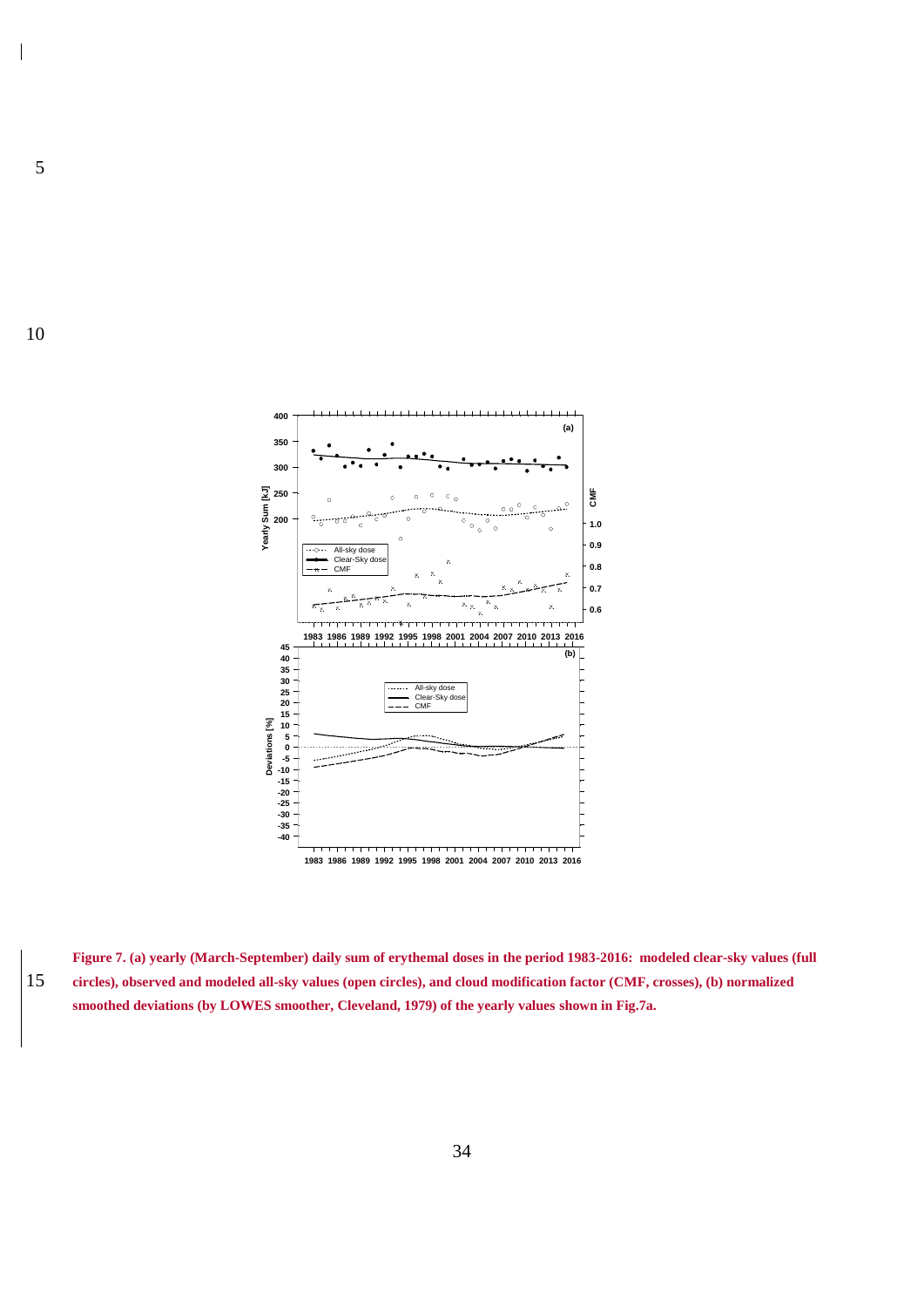**Figure 7. (a) yearly (March-September) daily sum of erythemal doses in the period 1983-2016: modeled clear-sky values (full circles), observed and modeled all-sky values (open circles), and cloud modification factor (CMF, crosses), (b) normalized smoothed deviations (by LOWES smoother, Cleveland, 1979) of the yearly values shown in Fig.7a.**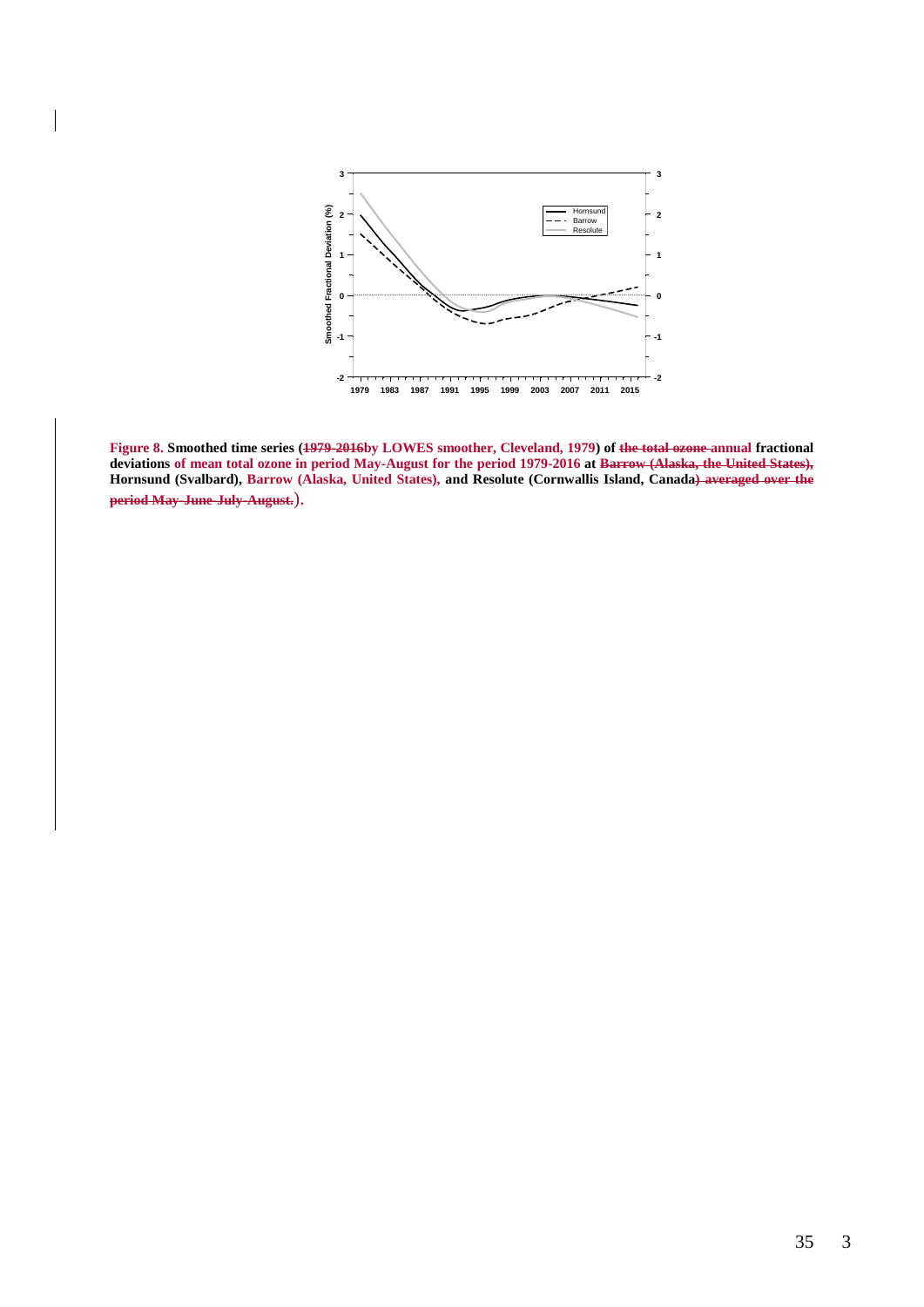Smoothed Fractional Deviation (%)

3
2
1
0
-1
-2

1979 1983 1987 1991 1995 1999 2003 2007 2011 2015

Hornsund
Barrow
Resolute

**Figure 8. Smoothed time series (~~1979-2016~~by LOWES smoother, Cleveland, 1979) of ~~the total ozone~~ annual fractional deviations of mean total ozone in period May-August for the period 1979-2016 at ~~Barrow (Alaska, the United States),~~ Hornsund (Svalbard), Barrow (Alaska, United States), and Resolute (Cornwallis Island, Canada~~) averaged over the period May-June-July-August.~~).**